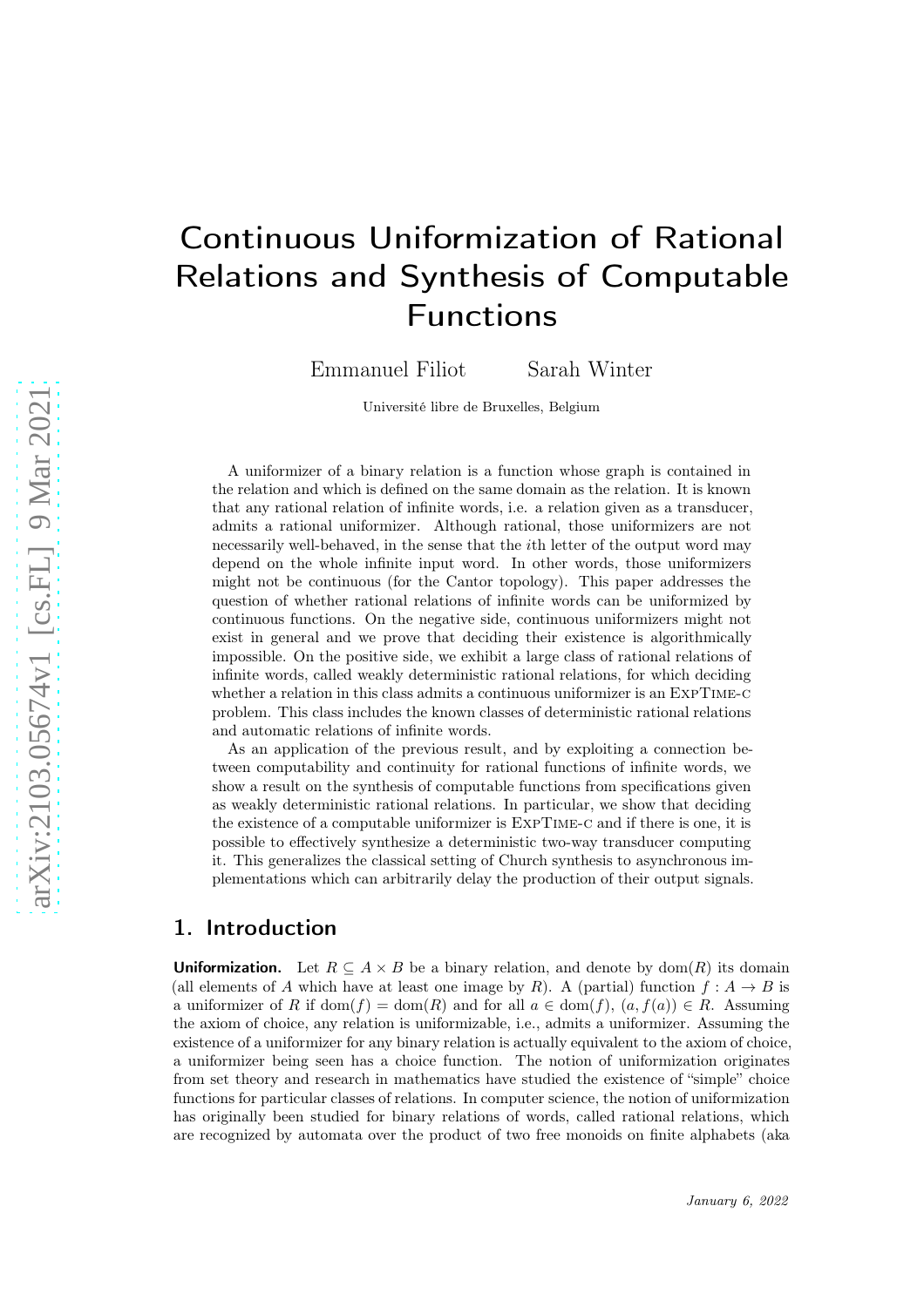# Continuous Uniformization of Rational Relations and Synthesis of Computable Functions

Emmanuel Filiot Sarah Winter

Université libre de Bruxelles, Belgium

A uniformizer of a binary relation is a function whose graph is contained in the relation and which is defined on the same domain as the relation. It is known that any rational relation of infinite words, i.e. a relation given as a transducer, admits a rational uniformizer. Although rational, those uniformizers are not necessarily well-behaved, in the sense that the $i$th letter of the output word may depend on the whole infinite input word. In other words, those uniformizers might not be continuous (for the Cantor topology). This paper addresses the question of whether rational relations of infinite words can be uniformized by continuous functions. On the negative side, continuous uniformizers might not exist in general and we prove that deciding their existence is algorithmically impossible. On the positive side, we exhibit a large class of rational relations of infinite words, called weakly deterministic rational relations, for which deciding whether a relation in this class admits a continuous uniformizer is an ExpTime-c problem. This class includes the known classes of deterministic rational relations and automatic relations of infinite words.

As an application of the previous result, and by exploiting a connection between computability and continuity for rational functions of infinite words, we show a result on the synthesis of computable functions from specifications given as weakly deterministic rational relations. In particular, we show that deciding the existence of a computable uniformizer is ExpTime-c and if there is one, it is possible to effectively synthesize a deterministic two-way transducer computing it. This generalizes the classical setting of Church synthesis to asynchronous implementations which can arbitrarily delay the production of their output signals.

## 1. Introduction

**Uniformization.** Let $R \subseteq A \times B$ be a binary relation, and denote by $\mathrm{dom}(R)$ its domain (all elements of $A$ which have at least one image by $R$). A (partial) function $f : A \to B$ is a uniformizer of $R$ if $\mathrm{dom}(f) = \mathrm{dom}(R)$ and for all $a \in \mathrm{dom}(f)$, $(a, f(a)) \in R$. Assuming the axiom of choice, any relation is uniformizable, i.e., admits a uniformizer. Assuming the existence of a uniformizer for any binary relation is actually equivalent to the axiom of choice, a uniformizer being seen has a choice function. The notion of uniformization originates from set theory and research in mathematics have studied the existence of "simple" choice functions for particular classes of relations. In computer science, the notion of uniformization has originally been studied for binary relations of words, called rational relations, which are recognized by automata over the product of two free monoids on finite alphabets (aka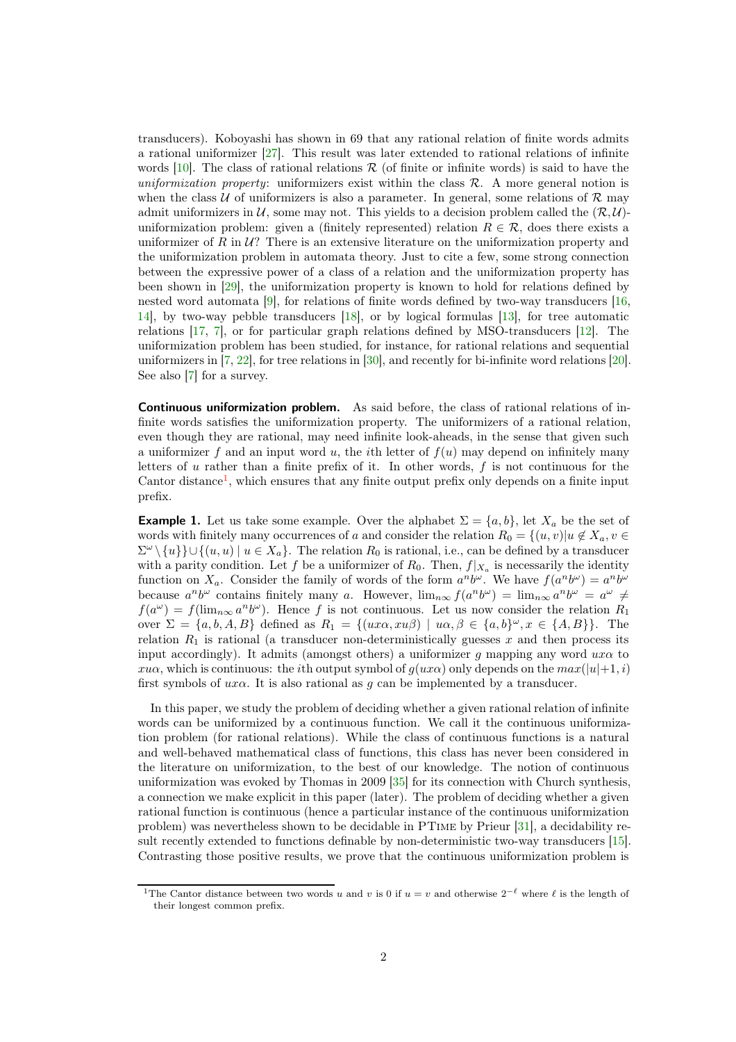transducers). Koboyashi has shown in 69 that any rational relation of finite words admits a rational uniformizer [27]. This result was later extended to rational relations of infinite words [10]. The class of rational relations $\mathcal{R}$ (of finite or infinite words) is said to have the *uniformization property*: uniformizers exist within the class $\mathcal{R}$. A more general notion is when the class $\mathcal{U}$ of uniformizers is also a parameter. In general, some relations of $\mathcal{R}$ may admit uniformizers in $\mathcal{U}$, some may not. This yields to a decision problem called the $(\mathcal{R}, \mathcal{U})$-uniformization problem: given a (finitely represented) relation $R \in \mathcal{R}$, does there exists a uniformizer of $R$ in $\mathcal{U}$? There is an extensive literature on the uniformization property and the uniformization problem in automata theory. Just to cite a few, some strong connection between the expressive power of a class of a relation and the uniformization property has been shown in [29], the uniformization property is known to hold for relations defined by nested word automata [9], for relations of finite words defined by two-way transducers [16, 14], by two-way pebble transducers [18], or by logical formulas [13], for tree automatic relations [17, 7], or for particular graph relations defined by MSO-transducers [12]. The uniformization problem has been studied, for instance, for rational relations and sequential uniformizers in [7, 22], for tree relations in [30], and recently for bi-infinite word relations [20]. See also [7] for a survey.

**Continuous uniformization problem.** As said before, the class of rational relations of infinite words satisfies the uniformization property. The uniformizers of a rational relation, even though they are rational, may need infinite look-aheads, in the sense that given such a uniformizer $f$ and an input word $u$, the $i$th letter of $f(u)$ may depend on infinitely many letters of $u$ rather than a finite prefix of it. In other words, $f$ is not continuous for the Cantor distance[1], which ensures that any finite output prefix only depends on a finite input prefix.

**Example 1.** Let us take some example. Over the alphabet $\Sigma = \{a, b\}$, let $X_a$ be the set of words with finitely many occurrences of $a$ and consider the relation $R_0 = \{(u, v) | u \notin X_a, v \in \Sigma^\omega \setminus \{u\}\} \cup \{(u, u) \mid u \in X_a\}$. The relation $R_0$ is rational, i.e., can be defined by a transducer with a parity condition. Let $f$ be a uniformizer of $R_0$. Then, $f|_{X_a}$ is necessarily the identity function on $X_a$. Consider the family of words of the form $a^n b^\omega$. We have $f(a^n b^\omega) = a^n b^\omega$ because $a^n b^\omega$ contains finitely many $a$. However, $\lim_{n\infty} f(a^n b^\omega) = \lim_{n\infty} a^n b^\omega = a^\omega \neq f(a^\omega) = f(\lim_{n\infty} a^n b^\omega)$. Hence $f$ is not continuous. Let us now consider the relation $R_1$ over $\Sigma = \{a, b, A, B\}$ defined as $R_1 = \{(ux\alpha, xu\beta) \mid u\alpha, \beta \in \{a, b\}^\omega, x \in \{A, B\}\}$. The relation $R_1$ is rational (a transducer non-deterministically guesses $x$ and then process its input accordingly). It admits (amongst others) a uniformizer $g$ mapping any word $ux\alpha$ to $xu\alpha$, which is continuous: the $i$th output symbol of $g(ux\alpha)$ only depends on the $max(|u|+1, i)$ first symbols of $ux\alpha$. It is also rational as $g$ can be implemented by a transducer.

In this paper, we study the problem of deciding whether a given rational relation of infinite words can be uniformized by a continuous function. We call it the continuous uniformization problem (for rational relations). While the class of continuous functions is a natural and well-behaved mathematical class of functions, this class has never been considered in the literature on uniformization, to the best of our knowledge. The notion of continuous uniformization was evoked by Thomas in 2009 [35] for its connection with Church synthesis, a connection we make explicit in this paper (later). The problem of deciding whether a given rational function is continuous (hence a particular instance of the continuous uniformization problem) was nevertheless shown to be decidable in PTime by Prieur [31], a decidability result recently extended to functions definable by non-deterministic two-way transducers [15]. Contrasting those positive results, we prove that the continuous uniformization problem is

[1] The Cantor distance between two words $u$ and $v$ is 0 if $u = v$ and otherwise $2^{-\ell}$ where $\ell$ is the length of their longest common prefix.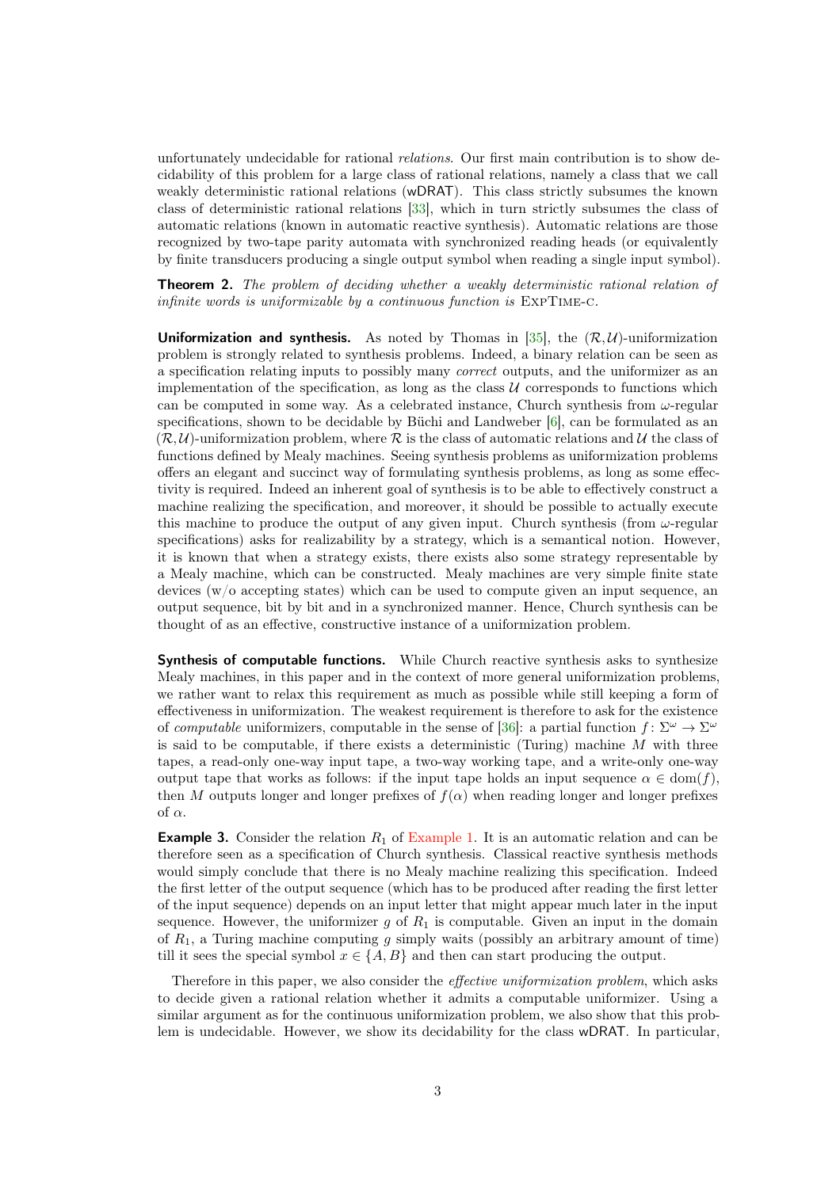unfortunately undecidable for rational *relations*. Our first main contribution is to show decidability of this problem for a large class of rational relations, namely a class that we call weakly deterministic rational relations (wDRAT). This class strictly subsumes the known class of deterministic rational relations [33], which in turn strictly subsumes the class of automatic relations (known in automatic reactive synthesis). Automatic relations are those recognized by two-tape parity automata with synchronized reading heads (or equivalently by finite transducers producing a single output symbol when reading a single input symbol).

**Theorem 2.** *The problem of deciding whether a weakly deterministic rational relation of infinite words is uniformizable by a continuous function is* ExpTime-c*.*

**Uniformization and synthesis.** As noted by Thomas in [35], the $(\mathcal{R},\mathcal{U})$-uniformization problem is strongly related to synthesis problems. Indeed, a binary relation can be seen as a specification relating inputs to possibly many *correct* outputs, and the uniformizer as an implementation of the specification, as long as the class $\mathcal{U}$ corresponds to functions which can be computed in some way. As a celebrated instance, Church synthesis from $\omega$-regular specifications, shown to be decidable by Büchi and Landweber [6], can be formulated as an $(\mathcal{R},\mathcal{U})$-uniformization problem, where $\mathcal{R}$ is the class of automatic relations and $\mathcal{U}$ the class of functions defined by Mealy machines. Seeing synthesis problems as uniformization problems offers an elegant and succinct way of formulating synthesis problems, as long as some effectivity is required. Indeed an inherent goal of synthesis is to be able to effectively construct a machine realizing the specification, and moreover, it should be possible to actually execute this machine to produce the output of any given input. Church synthesis (from $\omega$-regular specifications) asks for realizability by a strategy, which is a semantical notion. However, it is known that when a strategy exists, there exists also some strategy representable by a Mealy machine, which can be constructed. Mealy machines are very simple finite state devices (w/o accepting states) which can be used to compute given an input sequence, an output sequence, bit by bit and in a synchronized manner. Hence, Church synthesis can be thought of as an effective, constructive instance of a uniformization problem.

**Synthesis of computable functions.** While Church reactive synthesis asks to synthesize Mealy machines, in this paper and in the context of more general uniformization problems, we rather want to relax this requirement as much as possible while still keeping a form of effectiveness in uniformization. The weakest requirement is therefore to ask for the existence of *computable* uniformizers, computable in the sense of [36]: a partial function $f\colon \Sigma^\omega \to \Sigma^\omega$ is said to be computable, if there exists a deterministic (Turing) machine $M$ with three tapes, a read-only one-way input tape, a two-way working tape, and a write-only one-way output tape that works as follows: if the input tape holds an input sequence $\alpha \in \mathrm{dom}(f)$, then $M$ outputs longer and longer prefixes of $f(\alpha)$ when reading longer and longer prefixes of $\alpha$.

**Example 3.** Consider the relation $R_1$ of Example 1. It is an automatic relation and can be therefore seen as a specification of Church synthesis. Classical reactive synthesis methods would simply conclude that there is no Mealy machine realizing this specification. Indeed the first letter of the output sequence (which has to be produced after reading the first letter of the input sequence) depends on an input letter that might appear much later in the input sequence. However, the uniformizer $g$ of $R_1$ is computable. Given an input in the domain of $R_1$, a Turing machine computing $g$ simply waits (possibly an arbitrary amount of time) till it sees the special symbol $x \in \{A, B\}$ and then can start producing the output.

Therefore in this paper, we also consider the *effective uniformization problem*, which asks to decide given a rational relation whether it admits a computable uniformizer. Using a similar argument as for the continuous uniformization problem, we also show that this problem is undecidable. However, we show its decidability for the class wDRAT. In particular,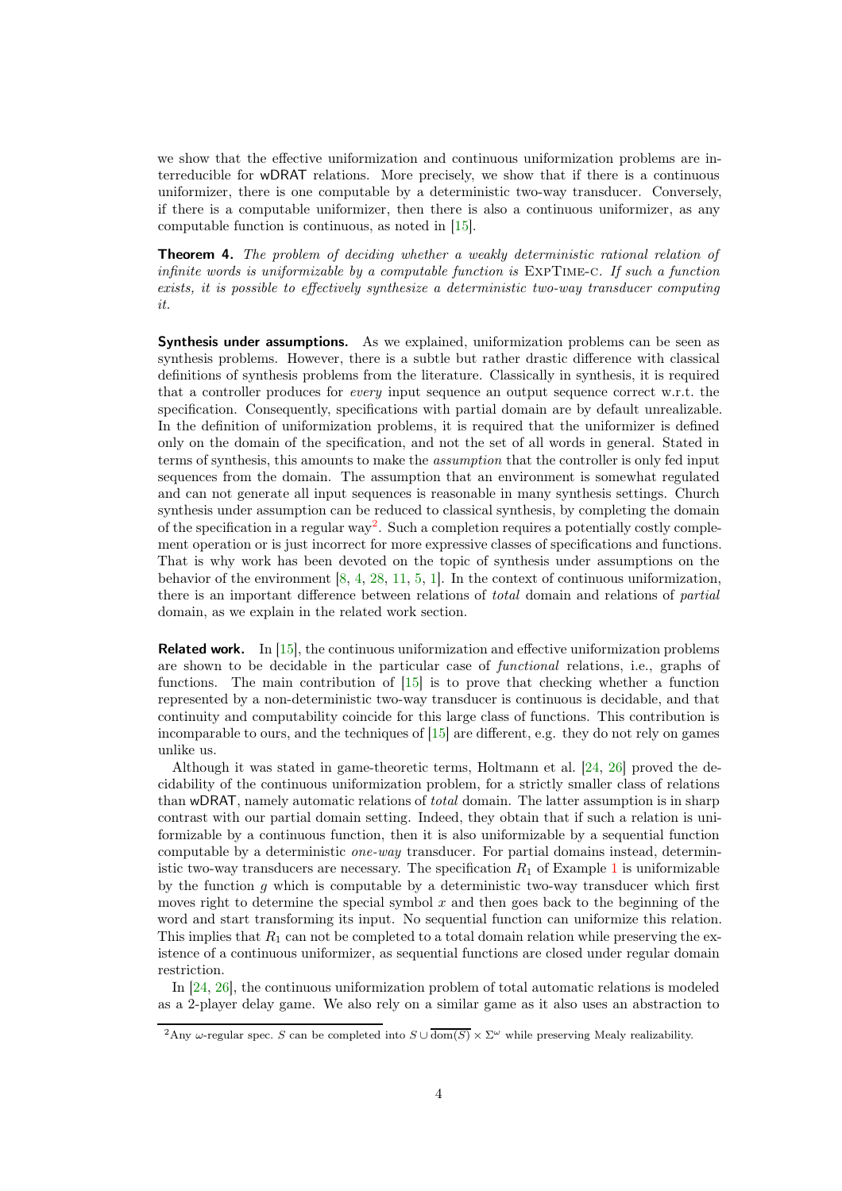we show that the effective uniformization and continuous uniformization problems are interreducible for wDRAT relations. More precisely, we show that if there is a continuous uniformizer, there is one computable by a deterministic two-way transducer. Conversely, if there is a computable uniformizer, then there is also a continuous uniformizer, as any computable function is continuous, as noted in [15].

**Theorem 4.** *The problem of deciding whether a weakly deterministic rational relation of infinite words is uniformizable by a computable function is* ExpTime-c*. If such a function exists, it is possible to effectively synthesize a deterministic two-way transducer computing it.*

**Synthesis under assumptions.** As we explained, uniformization problems can be seen as synthesis problems. However, there is a subtle but rather drastic difference with classical definitions of synthesis problems from the literature. Classically in synthesis, it is required that a controller produces for *every* input sequence an output sequence correct w.r.t. the specification. Consequently, specifications with partial domain are by default unrealizable. In the definition of uniformization problems, it is required that the uniformizer is defined only on the domain of the specification, and not the set of all words in general. Stated in terms of synthesis, this amounts to make the *assumption* that the controller is only fed input sequences from the domain. The assumption that an environment is somewhat regulated and can not generate all input sequences is reasonable in many synthesis settings. Church synthesis under assumption can be reduced to classical synthesis, by completing the domain of the specification in a regular way[2]. Such a completion requires a potentially costly complement operation or is just incorrect for more expressive classes of specifications and functions. That is why work has been devoted on the topic of synthesis under assumptions on the behavior of the environment [8, 4, 28, 11, 5, 1]. In the context of continuous uniformization, there is an important difference between relations of *total* domain and relations of *partial* domain, as we explain in the related work section.

**Related work.** In [15], the continuous uniformization and effective uniformization problems are shown to be decidable in the particular case of *functional* relations, i.e., graphs of functions. The main contribution of [15] is to prove that checking whether a function represented by a non-deterministic two-way transducer is continuous is decidable, and that continuity and computability coincide for this large class of functions. This contribution is incomparable to ours, and the techniques of [15] are different, e.g. they do not rely on games unlike us.

Although it was stated in game-theoretic terms, Holtmann et al. [24, 26] proved the decidability of the continuous uniformization problem, for a strictly smaller class of relations than wDRAT, namely automatic relations of *total* domain. The latter assumption is in sharp contrast with our partial domain setting. Indeed, they obtain that if such a relation is uniformizable by a continuous function, then it is also uniformizable by a sequential function computable by a deterministic *one-way* transducer. For partial domains instead, deterministic two-way transducers are necessary. The specification $R_1$ of Example 1 is uniformizable by the function $g$ which is computable by a deterministic two-way transducer which first moves right to determine the special symbol $x$ and then goes back to the beginning of the word and start transforming its input. No sequential function can uniformize this relation. This implies that $R_1$ can not be completed to a total domain relation while preserving the existence of a continuous uniformizer, as sequential functions are closed under regular domain restriction.

In [24, 26], the continuous uniformization problem of total automatic relations is modeled as a 2-player delay game. We also rely on a similar game as it also uses an abstraction to

[2] Any $\omega$-regular spec. $S$ can be completed into $S \cup \overline{\mathrm{dom}(S)} \times \Sigma^\omega$ while preserving Mealy realizability.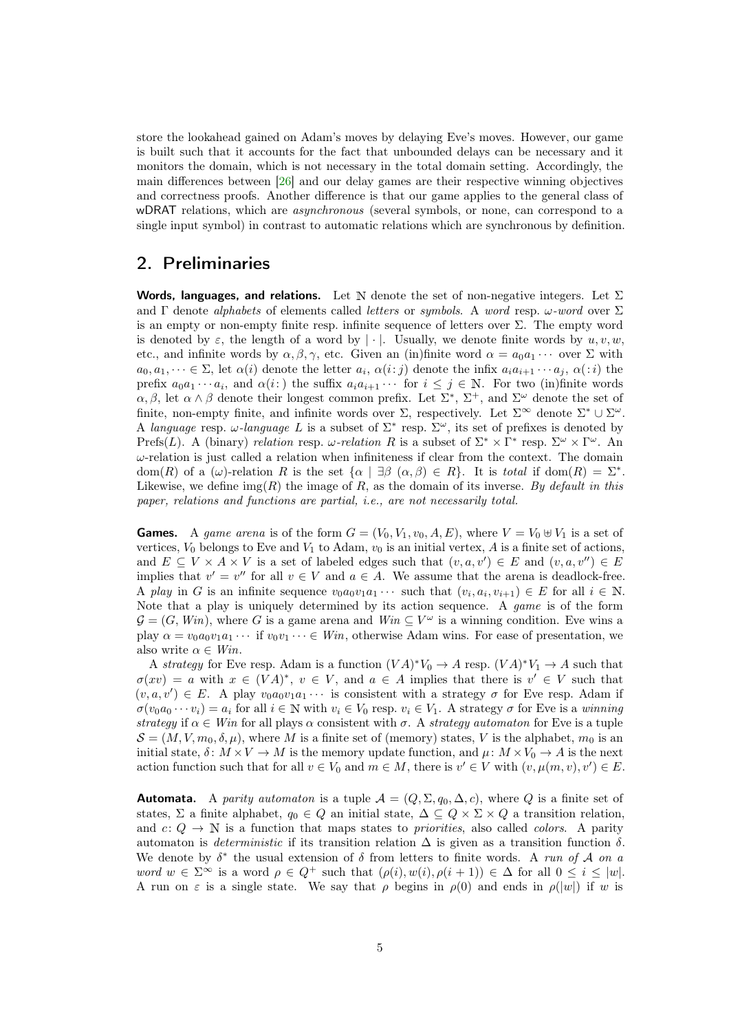store the lookahead gained on Adam's moves by delaying Eve's moves. However, our game is built such that it accounts for the fact that unbounded delays can be necessary and it monitors the domain, which is not necessary in the total domain setting. Accordingly, the main differences between [26] and our delay games are their respective winning objectives and correctness proofs. Another difference is that our game applies to the general class of wDRAT relations, which are *asynchronous* (several symbols, or none, can correspond to a single input symbol) in contrast to automatic relations which are synchronous by definition.

## 2. Preliminaries

**Words, languages, and relations.** Let $\mathbb{N}$ denote the set of non-negative integers. Let $\Sigma$ and $\Gamma$ denote *alphabets* of elements called *letters* or *symbols*. A *word* resp. $\omega$-*word* over $\Sigma$ is an empty or non-empty finite resp. infinite sequence of letters over $\Sigma$. The empty word is denoted by $\varepsilon$, the length of a word by $|\cdot|$. Usually, we denote finite words by $u, v, w$, etc., and infinite words by $\alpha, \beta, \gamma$, etc. Given an (in)finite word $\alpha = a_0a_1\cdots$ over $\Sigma$ with $a_0, a_1, \dots \in \Sigma$, let $\alpha(i)$ denote the letter $a_i$, $\alpha(i\colon j)$ denote the infix $a_ia_{i+1}\cdots a_j$, $\alpha(\colon i)$ the prefix $a_0a_1\cdots a_i$, and $\alpha(i\colon)$ the suffix $a_ia_{i+1}\cdots$ for $i \leq j \in \mathbb{N}$. For two (in)finite words $\alpha, \beta$, let $\alpha \wedge \beta$ denote their longest common prefix. Let $\Sigma^*$, $\Sigma^+$, and $\Sigma^\omega$ denote the set of finite, non-empty finite, and infinite words over $\Sigma$, respectively. Let $\Sigma^\infty$ denote $\Sigma^* \cup \Sigma^\omega$. A *language* resp. $\omega$-*language* $L$ is a subset of $\Sigma^*$ resp. $\Sigma^\omega$, its set of prefixes is denoted by $\mathrm{Prefs}(L)$. A (binary) *relation* resp. $\omega$-*relation* $R$ is a subset of $\Sigma^* \times \Gamma^*$ resp. $\Sigma^\omega \times \Gamma^\omega$. An $\omega$-relation is just called a relation when infiniteness if clear from the context. The domain $\mathrm{dom}(R)$ of a ($\omega$)-relation $R$ is the set $\{\alpha \mid \exists \beta\ (\alpha, \beta) \in R\}$. It is *total* if $\mathrm{dom}(R) = \Sigma^*$. Likewise, we define $\mathrm{img}(R)$ the image of $R$, as the domain of its inverse. *By default in this paper, relations and functions are partial, i.e., are not necessarily total.*

**Games.** A *game arena* is of the form $G = (V_0, V_1, v_0, A, E)$, where $V = V_0 \uplus V_1$ is a set of vertices, $V_0$ belongs to Eve and $V_1$ to Adam, $v_0$ is an initial vertex, $A$ is a finite set of actions, and $E \subseteq V \times A \times V$ is a set of labeled edges such that $(v, a, v') \in E$ and $(v, a, v'') \in E$ implies that $v' = v''$ for all $v \in V$ and $a \in A$. We assume that the arena is deadlock-free. A *play* in $G$ is an infinite sequence $v_0a_0v_1a_1\cdots$ such that $(v_i, a_i, v_{i+1}) \in E$ for all $i \in \mathbb{N}$. Note that a play is uniquely determined by its action sequence. A *game* is of the form $\mathcal{G} = (G, Win)$, where $G$ is a game arena and $Win \subseteq V^\omega$ is a winning condition. Eve wins a play $\alpha = v_0a_0v_1a_1\cdots$ if $v_0v_1\cdots \in Win$, otherwise Adam wins. For ease of presentation, we also write $\alpha \in Win$.

A *strategy* for Eve resp. Adam is a function $(VA)^*V_0 \to A$ resp. $(VA)^*V_1 \to A$ such that $\sigma(xv) = a$ with $x \in (VA)^*$, $v \in V$, and $a \in A$ implies that there is $v' \in V$ such that $(v, a, v') \in E$. A play $v_0a_0v_1a_1\cdots$ is consistent with a strategy $\sigma$ for Eve resp. Adam if $\sigma(v_0a_0\cdots v_i) = a_i$ for all $i \in \mathbb{N}$ with $v_i \in V_0$ resp. $v_i \in V_1$. A strategy $\sigma$ for Eve is a *winning strategy* if $\alpha \in Win$ for all plays $\alpha$ consistent with $\sigma$. A *strategy automaton* for Eve is a tuple $\mathcal{S} = (M, V, m_0, \delta, \mu)$, where $M$ is a finite set of (memory) states, $V$ is the alphabet, $m_0$ is an initial state, $\delta\colon M \times V \to M$ is the memory update function, and $\mu\colon M \times V_0 \to A$ is the next action function such that for all $v \in V_0$ and $m \in M$, there is $v' \in V$ with $(v, \mu(m, v), v') \in E$.

**Automata.** A *parity automaton* is a tuple $\mathcal{A} = (Q, \Sigma, q_0, \Delta, c)$, where $Q$ is a finite set of states, $\Sigma$ a finite alphabet, $q_0 \in Q$ an initial state, $\Delta \subseteq Q \times \Sigma \times Q$ a transition relation, and $c\colon Q \to \mathbb{N}$ is a function that maps states to *priorities*, also called *colors*. A parity automaton is *deterministic* if its transition relation $\Delta$ is given as a transition function $\delta$. We denote by $\delta^*$ the usual extension of $\delta$ from letters to finite words. A *run of* $\mathcal{A}$ *on a word* $w \in \Sigma^\infty$ is a word $\rho \in Q^+$ such that $(\rho(i), w(i), \rho(i+1)) \in \Delta$ for all $0 \leq i \leq |w|$. A run on $\varepsilon$ is a single state. We say that $\rho$ begins in $\rho(0)$ and ends in $\rho(|w|)$ if $w$ is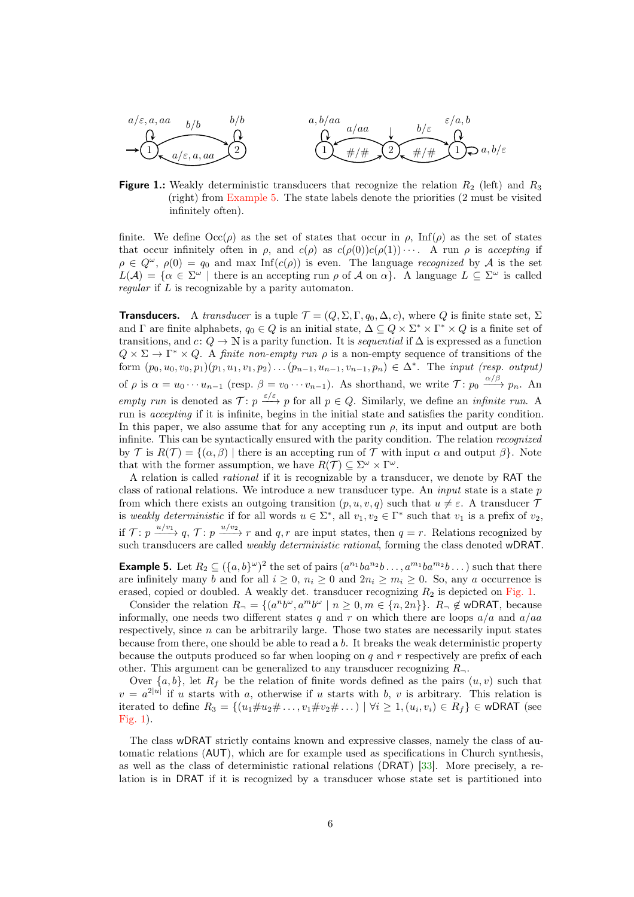**Figure 1.:** Weakly deterministic transducers that recognize the relation $R_2$ (left) and $R_3$ (right) from Example 5. The state labels denote the priorities (2 must be visited infinitely often).

finite. We define $\mathrm{Occ}(\rho)$ as the set of states that occur in $\rho$, $\mathrm{Inf}(\rho)$ as the set of states that occur infinitely often in $\rho$, and $c(\rho)$ as $c(\rho(0))c(\rho(1))\cdots$. A run $\rho$ is *accepting* if $\rho \in Q^\omega$, $\rho(0) = q_0$ and $\max \mathrm{Inf}(c(\rho))$ is even. The language *recognized* by $\mathcal{A}$ is the set $L(\mathcal{A}) = \{\alpha \in \Sigma^\omega \mid$ there is an accepting run $\rho$ of $\mathcal{A}$ on $\alpha\}$. A language $L \subseteq \Sigma^\omega$ is called *regular* if $L$ is recognizable by a parity automaton.

**Transducers.** A *transducer* is a tuple $\mathcal{T} = (Q, \Sigma, \Gamma, q_0, \Delta, c)$, where $Q$ is finite state set, $\Sigma$ and $\Gamma$ are finite alphabets, $q_0 \in Q$ is an initial state, $\Delta \subseteq Q \times \Sigma^* \times \Gamma^* \times Q$ is a finite set of transitions, and $c\colon Q \to \mathbb{N}$ is a parity function. It is *sequential* if $\Delta$ is expressed as a function $Q \times \Sigma \to \Gamma^* \times Q$. A *finite non-empty run* $\rho$ is a non-empty sequence of transitions of the form $(p_0, u_0, v_0, p_1)(p_1, u_1, v_1, p_2)\ldots(p_{n-1}, u_{n-1}, v_{n-1}, p_n) \in \Delta^*$. The *input (resp. output)* of $\rho$ is $\alpha = u_0 \cdots u_{n-1}$ (resp. $\beta = v_0 \cdots v_{n-1}$). As shorthand, we write $\mathcal{T}\colon p_0 \xrightarrow{\alpha/\beta} p_n$. An *empty run* is denoted as $\mathcal{T}\colon p \xrightarrow{\varepsilon/\varepsilon} p$ for all $p \in Q$. Similarly, we define an *infinite run*. A run is *accepting* if it is infinite, begins in the initial state and satisfies the parity condition. In this paper, we also assume that for any accepting run $\rho$, its input and output are both infinite. This can be syntactically ensured with the parity condition. The relation *recognized* by $\mathcal{T}$ is $R(\mathcal{T}) = \{(\alpha, \beta) \mid$ there is an accepting run of $\mathcal{T}$ with input $\alpha$ and output $\beta\}$. Note that with the former assumption, we have $R(\mathcal{T}) \subseteq \Sigma^\omega \times \Gamma^\omega$.

A relation is called *rational* if it is recognizable by a transducer, we denote by $\mathsf{RAT}$ the class of rational relations. We introduce a new transducer type. An *input* state is a state $p$ from which there exists an outgoing transition $(p, u, v, q)$ such that $u \neq \varepsilon$. A transducer $\mathcal{T}$ is *weakly deterministic* if for all words $u \in \Sigma^*$, all $v_1, v_2 \in \Gamma^*$ such that $v_1$ is a prefix of $v_2$, if $\mathcal{T}\colon p \xrightarrow{u/v_1} q$, $\mathcal{T}\colon p \xrightarrow{u/v_2} r$ and $q, r$ are input states, then $q = r$. Relations recognized by such transducers are called *weakly deterministic rational*, forming the class denoted $\mathsf{wDRAT}$.

**Example 5.** Let $R_2 \subseteq (\{a,b\}^\omega)^2$ the set of pairs $(a^{n_1}ba^{n_2}b\ldots, a^{m_1}ba^{m_2}b\ldots)$ such that there are infinitely many $b$ and for all $i \geq 0$, $n_i \geq 0$ and $2n_i \geq m_i \geq 0$. So, any $a$ occurrence is erased, copied or doubled. A weakly det. transducer recognizing $R_2$ is depicted on Fig. 1.

Consider the relation $R_\neg = \{(a^n b^\omega, a^m b^\omega \mid n \geq 0, m \in \{n, 2n\}\}$. $R_\neg \notin \mathsf{wDRAT}$, because informally, one needs two different states $q$ and $r$ on which there are loops $a/a$ and $a/aa$ respectively, since $n$ can be arbitrarily large. Those two states are necessarily input states because from there, one should be able to read a $b$. It breaks the weak deterministic property because the outputs produced so far when looping on $q$ and $r$ respectively are prefix of each other. This argument can be generalized to any transducer recognizing $R_\neg$.

Over $\{a,b\}$, let $R_f$ be the relation of finite words defined as the pairs $(u,v)$ such that $v = a^{2|u|}$ if $u$ starts with $a$, otherwise if $u$ starts with $b$, $v$ is arbitrary. This relation is iterated to define $R_3 = \{(u_1\#u_2\#\ldots, v_1\#v_2\#\ldots) \mid \forall i \geq 1, (u_i, v_i) \in R_f\} \in \mathsf{wDRAT}$ (see Fig. 1).

The class $\mathsf{wDRAT}$ strictly contains known and expressive classes, namely the class of automatic relations ($\mathsf{AUT}$), which are for example used as specifications in Church synthesis, as well as the class of deterministic rational relations ($\mathsf{DRAT}$) [33]. More precisely, a relation is in $\mathsf{DRAT}$ if it is recognized by a transducer whose state set is partitioned into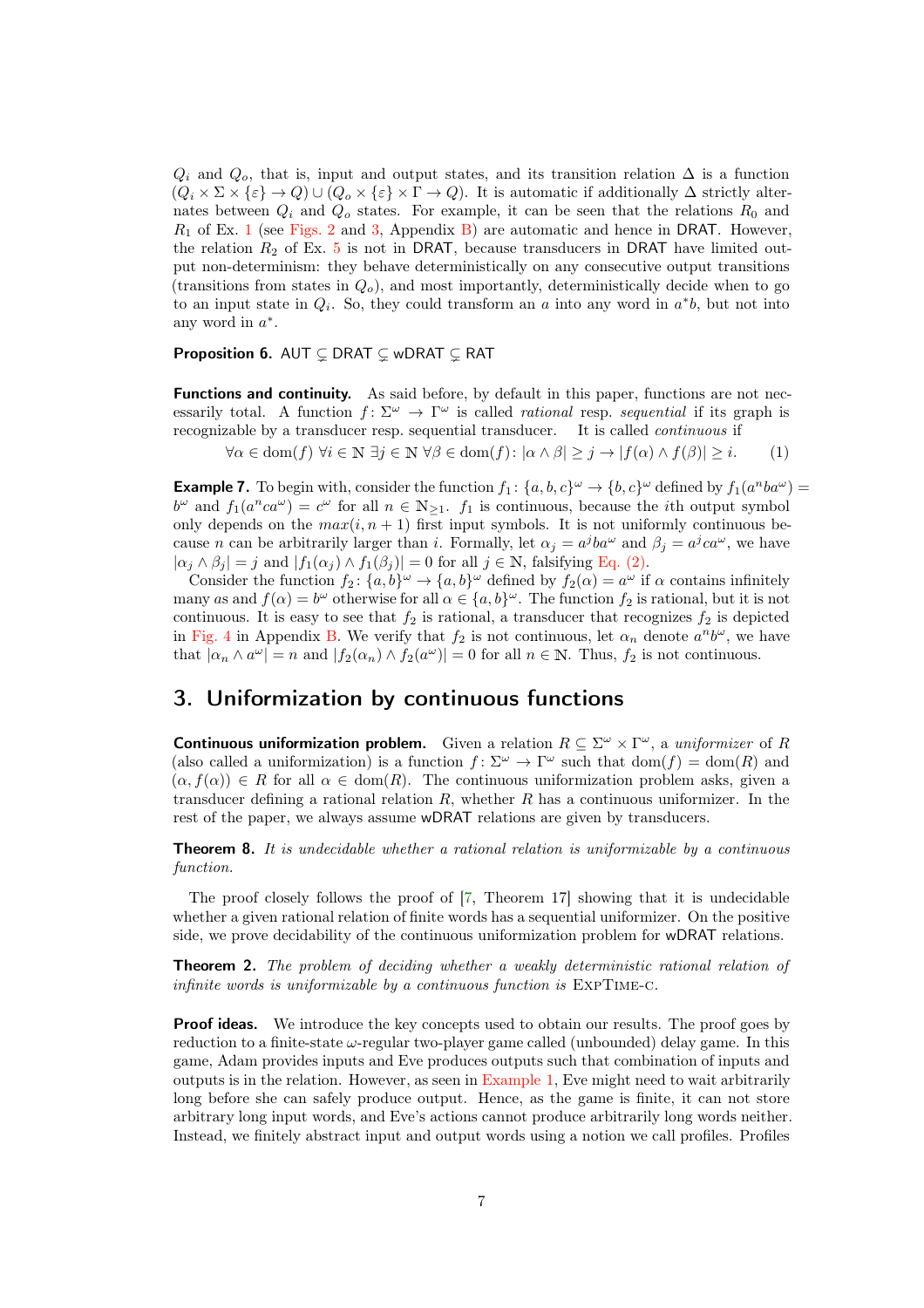$Q_i$ and $Q_o$, that is, input and output states, and its transition relation $\Delta$ is a function $(Q_i \times \Sigma \times \{\varepsilon\} \to Q) \cup (Q_o \times \{\varepsilon\} \times \Gamma \to Q)$. It is automatic if additionally $\Delta$ strictly alternates between $Q_i$ and $Q_o$ states. For example, it can be seen that the relations $R_0$ and $R_1$ of Ex. 1 (see Figs. 2 and 3, Appendix B) are automatic and hence in DRAT. However, the relation $R_2$ of Ex. 5 is not in DRAT, because transducers in DRAT have limited output non-determinism: they behave deterministically on any consecutive output transitions (transitions from states in $Q_o$), and most importantly, deterministically decide when to go to an input state in $Q_i$. So, they could transform an $a$ into any word in $a^*b$, but not into any word in $a^*$.

**Proposition 6.** AUT $\subsetneq$ DRAT $\subsetneq$ wDRAT $\subsetneq$ RAT

**Functions and continuity.** As said before, by default in this paper, functions are not necessarily total. A function $f\colon \Sigma^\omega \to \Gamma^\omega$ is called *rational* resp. *sequential* if its graph is recognizable by a transducer resp. sequential transducer. It is called *continuous* if

$$\forall \alpha \in \mathrm{dom}(f)\ \forall i \in \mathbb{N}\ \exists j \in \mathbb{N}\ \forall \beta \in \mathrm{dom}(f)\colon |\alpha \wedge \beta| \geq j \to |f(\alpha) \wedge f(\beta)| \geq i. \qquad (1)$$

**Example 7.** To begin with, consider the function $f_1\colon \{a,b,c\}^\omega \to \{b,c\}^\omega$ defined by $f_1(a^n ba^\omega) = b^\omega$ and $f_1(a^n ca^\omega) = c^\omega$ for all $n \in \mathbb{N}_{\geq 1}$. $f_1$ is continuous, because the $i$th output symbol only depends on the $max(i, n+1)$ first input symbols. It is not uniformly continuous because $n$ can be arbitrarily larger than $i$. Formally, let $\alpha_j = a^j ba^\omega$ and $\beta_j = a^j ca^\omega$, we have $|\alpha_j \wedge \beta_j| = j$ and $|f_1(\alpha_j) \wedge f_1(\beta_j)| = 0$ for all $j \in \mathbb{N}$, falsifying Eq. (2).

Consider the function $f_2\colon \{a,b\}^\omega \to \{a,b\}^\omega$ defined by $f_2(\alpha) = a^\omega$ if $\alpha$ contains infinitely many $a$s and $f(\alpha) = b^\omega$ otherwise for all $\alpha \in \{a,b\}^\omega$. The function $f_2$ is rational, but it is not continuous. It is easy to see that $f_2$ is rational, a transducer that recognizes $f_2$ is depicted in Fig. 4 in Appendix B. We verify that $f_2$ is not continuous, let $\alpha_n$ denote $a^n b^\omega$, we have that $|\alpha_n \wedge a^\omega| = n$ and $|f_2(\alpha_n) \wedge f_2(a^\omega)| = 0$ for all $n \in \mathbb{N}$. Thus, $f_2$ is not continuous.

## 3. Uniformization by continuous functions

**Continuous uniformization problem.** Given a relation $R \subseteq \Sigma^\omega \times \Gamma^\omega$, a *uniformizer* of $R$ (also called a uniformization) is a function $f\colon \Sigma^\omega \to \Gamma^\omega$ such that $\mathrm{dom}(f) = \mathrm{dom}(R)$ and $(\alpha, f(\alpha)) \in R$ for all $\alpha \in \mathrm{dom}(R)$. The continuous uniformization problem asks, given a transducer defining a rational relation $R$, whether $R$ has a continuous uniformizer. In the rest of the paper, we always assume wDRAT relations are given by transducers.

**Theorem 8.** *It is undecidable whether a rational relation is uniformizable by a continuous function.*

The proof closely follows the proof of [7, Theorem 17] showing that it is undecidable whether a given rational relation of finite words has a sequential uniformizer. On the positive side, we prove decidability of the continuous uniformization problem for wDRAT relations.

**Theorem 2.** *The problem of deciding whether a weakly deterministic rational relation of infinite words is uniformizable by a continuous function is* ExpTime-c.

**Proof ideas.** We introduce the key concepts used to obtain our results. The proof goes by reduction to a finite-state $\omega$-regular two-player game called (unbounded) delay game. In this game, Adam provides inputs and Eve produces outputs such that combination of inputs and outputs is in the relation. However, as seen in Example 1, Eve might need to wait arbitrarily long before she can safely produce output. Hence, as the game is finite, it can not store arbitrary long input words, and Eve's actions cannot produce arbitrarily long words neither. Instead, we finitely abstract input and output words using a notion we call profiles. Profiles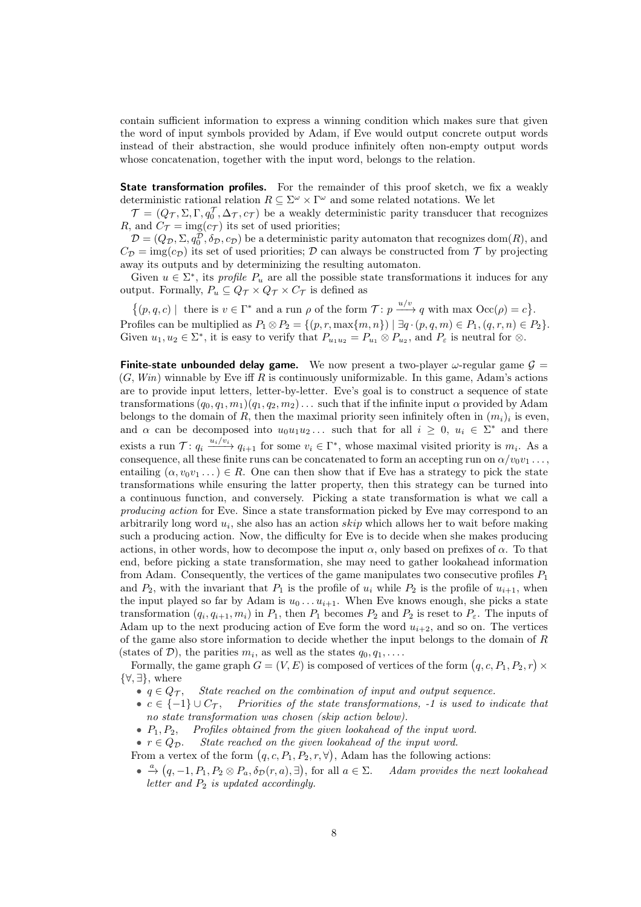contain sufficient information to express a winning condition which makes sure that given the word of input symbols provided by Adam, if Eve would output concrete output words instead of their abstraction, she would produce infinitely often non-empty output words whose concatenation, together with the input word, belongs to the relation.

**State transformation profiles.** For the remainder of this proof sketch, we fix a weakly deterministic rational relation $R \subseteq \Sigma^\omega \times \Gamma^\omega$ and some related notations. We let

$\mathcal{T} = (Q_\mathcal{T}, \Sigma, \Gamma, q_0^\mathcal{T}, \Delta_\mathcal{T}, c_\mathcal{T})$ be a weakly deterministic parity transducer that recognizes $R$, and $C_\mathcal{T} = \mathrm{img}(c_\mathcal{T})$ its set of used priorities;

$\mathcal{D} = (Q_\mathcal{D}, \Sigma, q_0^\mathcal{D}, \delta_\mathcal{D}, c_\mathcal{D})$ be a deterministic parity automaton that recognizes $\mathrm{dom}(R)$, and $C_\mathcal{D} = \mathrm{img}(c_\mathcal{D})$ its set of used priorities; $\mathcal{D}$ can always be constructed from $\mathcal{T}$ by projecting away its outputs and by determinizing the resulting automaton.

Given $u \in \Sigma^*$, its *profile* $P_u$ are all the possible state transformations it induces for any output. Formally, $P_u \subseteq Q_\mathcal{T} \times Q_\mathcal{T} \times C_\mathcal{T}$ is defined as

$\{(p, q, c) \mid$ there is $v \in \Gamma^*$ and a run $\rho$ of the form $\mathcal{T}\colon p \xrightarrow{u/v} q$ with $\max \mathrm{Occ}(\rho) = c\}$.

Profiles can be multiplied as $P_1 \otimes P_2 = \{(p, r, \max\{m, n\}) \mid \exists q \cdot (p, q, m) \in P_1, (q, r, n) \in P_2\}$. Given $u_1, u_2 \in \Sigma^*$, it is easy to verify that $P_{u_1 u_2} = P_{u_1} \otimes P_{u_2}$, and $P_\varepsilon$ is neutral for $\otimes$.

**Finite-state unbounded delay game.** We now present a two-player $\omega$-regular game $\mathcal{G} = (G, \mathit{Win})$ winnable by Eve iff $R$ is continuously uniformizable. In this game, Adam's actions are to provide input letters, letter-by-letter. Eve's goal is to construct a sequence of state transformations $(q_0, q_1, m_1)(q_1, q_2, m_2)\dots$ such that if the infinite input $\alpha$ provided by Adam belongs to the domain of $R$, then the maximal priority seen infinitely often in $(m_i)_i$ is even, and $\alpha$ can be decomposed into $u_0 u_1 u_2 \dots$ such that for all $i \geq 0$, $u_i \in \Sigma^*$ and there exists a run $\mathcal{T}\colon q_i \xrightarrow{u_i/v_i} q_{i+1}$ for some $v_i \in \Gamma^*$, whose maximal visited priority is $m_i$. As a consequence, all these finite runs can be concatenated to form an accepting run on $\alpha/v_0 v_1 \dots$, entailing $(\alpha, v_0 v_1 \dots) \in R$. One can then show that if Eve has a strategy to pick the state transformations while ensuring the latter property, then this strategy can be turned into a continuous function, and conversely. Picking a state transformation is what we call a *producing action* for Eve. Since a state transformation picked by Eve may correspond to an arbitrarily long word $u_i$, she also has an action *skip* which allows her to wait before making such a producing action. Now, the difficulty for Eve is to decide when she makes producing actions, in other words, how to decompose the input $\alpha$, only based on prefixes of $\alpha$. To that end, before picking a state transformation, she may need to gather lookahead information from Adam. Consequently, the vertices of the game manipulates two consecutive profiles $P_1$ and $P_2$, with the invariant that $P_1$ is the profile of $u_i$ while $P_2$ is the profile of $u_{i+1}$, when the input played so far by Adam is $u_0 \dots u_{i+1}$. When Eve knows enough, she picks a state transformation $(q_i, q_{i+1}, m_i)$ in $P_1$, then $P_1$ becomes $P_2$ and $P_2$ is reset to $P_\varepsilon$. The inputs of Adam up to the next producing action of Eve form the word $u_{i+2}$, and so on. The vertices of the game also store information to decide whether the input belongs to the domain of $R$ (states of $\mathcal{D}$), the parities $m_i$, as well as the states $q_0, q_1, \dots$.

Formally, the game graph $G = (V, E)$ is composed of vertices of the form $(q, c, P_1, P_2, r) \times \{\forall, \exists\}$, where

- $q \in Q_\mathcal{T}$, *State reached on the combination of input and output sequence.*
- $c \in \{-1\} \cup C_\mathcal{T}$, *Priorities of the state transformations, -1 is used to indicate that no state transformation was chosen (skip action below).*
- $P_1, P_2$, *Profiles obtained from the given lookahead of the input word.*
- $r \in Q_\mathcal{D}$. *State reached on the given lookahead of the input word.*

From a vertex of the form $(q, c, P_1, P_2, r, \forall)$, Adam has the following actions:

- $\xrightarrow{a} (q, -1, P_1, P_2 \otimes P_a, \delta_\mathcal{D}(r, a), \exists)$, for all $a \in \Sigma$. *Adam provides the next lookahead letter and $P_2$ is updated accordingly.*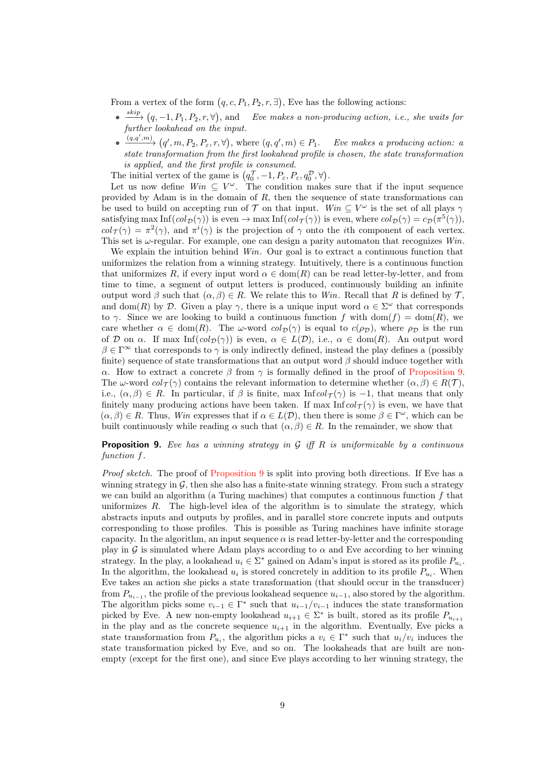From a vertex of the form $(q, c, P_1, P_2, r, \exists)$, Eve has the following actions:

- $\xrightarrow{skip} (q, -1, P_1, P_2, r, \forall)$, and *Eve makes a non-producing action, i.e., she waits for further lookahead on the input.*
- $\xrightarrow{(q,q',m)} (q', m, P_2, P_\varepsilon, r, \forall)$, where $(q, q', m) \in P_1$. *Eve makes a producing action: a state transformation from the first lookahead profile is chosen, the state transformation is applied, and the first profile is consumed.*

The initial vertex of the game is $(q_0^{\mathcal{T}}, -1, P_\varepsilon, P_\varepsilon, q_0^{\mathcal{D}}, \forall)$.

Let us now define $Win \subseteq V^\omega$. The condition makes sure that if the input sequence provided by Adam is in the domain of $R$, then the sequence of state transformations can be used to build on accepting run of $\mathcal{T}$ on that input. $Win \subseteq V^\omega$ is the set of all plays $\gamma$ satisfying $\max \mathrm{Inf}(col_{\mathcal{D}}(\gamma))$ is even $\rightarrow \max \mathrm{Inf}(col_{\mathcal{T}}(\gamma))$ is even, where $col_{\mathcal{D}}(\gamma) = c_{\mathcal{D}}(\pi^5(\gamma))$, $col_{\mathcal{T}}(\gamma) = \pi^2(\gamma)$, and $\pi^i(\gamma)$ is the projection of $\gamma$ onto the $i$th component of each vertex. This set is $\omega$-regular. For example, one can design a parity automaton that recognizes $Win$.

We explain the intuition behind $Win$. Our goal is to extract a continuous function that uniformizes the relation from a winning strategy. Intuitively, there is a continuous function that uniformizes $R$, if every input word $\alpha \in \mathrm{dom}(R)$ can be read letter-by-letter, and from time to time, a segment of output letters is produced, continuously building an infinite output word $\beta$ such that $(\alpha, \beta) \in R$. We relate this to $Win$. Recall that $R$ is defined by $\mathcal{T}$, and $\mathrm{dom}(R)$ by $\mathcal{D}$. Given a play $\gamma$, there is a unique input word $\alpha \in \Sigma^\omega$ that corresponds to $\gamma$. Since we are looking to build a continuous function $f$ with $\mathrm{dom}(f) = \mathrm{dom}(R)$, we care whether $\alpha \in \mathrm{dom}(R)$. The $\omega$-word $col_{\mathcal{D}}(\gamma)$ is equal to $c(\rho_{\mathcal{D}})$, where $\rho_{\mathcal{D}}$ is the run of $\mathcal{D}$ on $\alpha$. If $\max \mathrm{Inf}(col_{\mathcal{D}}(\gamma))$ is even, $\alpha \in L(\mathcal{D})$, i.e., $\alpha \in \mathrm{dom}(R)$. An output word $\beta \in \Gamma^\infty$ that corresponds to $\gamma$ is only indirectly defined, instead the play defines a (possibly finite) sequence of state transformations that an output word $\beta$ should induce together with $\alpha$. How to extract a concrete $\beta$ from $\gamma$ is formally defined in the proof of Proposition 9. The $\omega$-word $col_{\mathcal{T}}(\gamma)$ contains the relevant information to determine whether $(\alpha, \beta) \in R(\mathcal{T})$, i.e., $(\alpha, \beta) \in R$. In particular, if $\beta$ is finite, $\max \mathrm{Inf}\, col_{\mathcal{T}}(\gamma)$ is $-1$, that means that only finitely many producing actions have been taken. If $\max \mathrm{Inf}\, col_{\mathcal{T}}(\gamma)$ is even, we have that $(\alpha, \beta) \in R$. Thus, $Win$ expresses that if $\alpha \in L(\mathcal{D})$, then there is some $\beta \in \Gamma^\omega$, which can be built continuously while reading $\alpha$ such that $(\alpha, \beta) \in R$. In the remainder, we show that

**Proposition 9.** *Eve has a winning strategy in $\mathcal{G}$ iff $R$ is uniformizable by a continuous function $f$.*

*Proof sketch.* The proof of Proposition 9 is split into proving both directions. If Eve has a winning strategy in $\mathcal{G}$, then she also has a finite-state winning strategy. From such a strategy we can build an algorithm (a Turing machines) that computes a continuous function $f$ that uniformizes $R$. The high-level idea of the algorithm is to simulate the strategy, which abstracts inputs and outputs by profiles, and in parallel store concrete inputs and outputs corresponding to those profiles. This is possible as Turing machines have infinite storage capacity. In the algorithm, an input sequence $\alpha$ is read letter-by-letter and the corresponding play in $\mathcal{G}$ is simulated where Adam plays according to $\alpha$ and Eve according to her winning strategy. In the play, a lookahead $u_i \in \Sigma^*$ gained on Adam's input is stored as its profile $P_{u_i}$. In the algorithm, the lookahead $u_i$ is stored concretely in addition to its profile $P_{u_i}$. When Eve takes an action she picks a state transformation (that should occur in the transducer) from $P_{u_{i-1}}$, the profile of the previous lookahead sequence $u_{i-1}$, also stored by the algorithm. The algorithm picks some $v_{i-1} \in \Gamma^*$ such that $u_{i-1}/v_{i-1}$ induces the state transformation picked by Eve. A new non-empty lookahead $u_{i+1} \in \Sigma^*$ is built, stored as its profile $P_{u_{i+1}}$ in the play and as the concrete sequence $u_{i+1}$ in the algorithm. Eventually, Eve picks a state transformation from $P_{u_i}$, the algorithm picks a $v_i \in \Gamma^*$ such that $u_i/v_i$ induces the state transformation picked by Eve, and so on. The lookaheads that are built are non-empty (except for the first one), and since Eve plays according to her winning strategy, the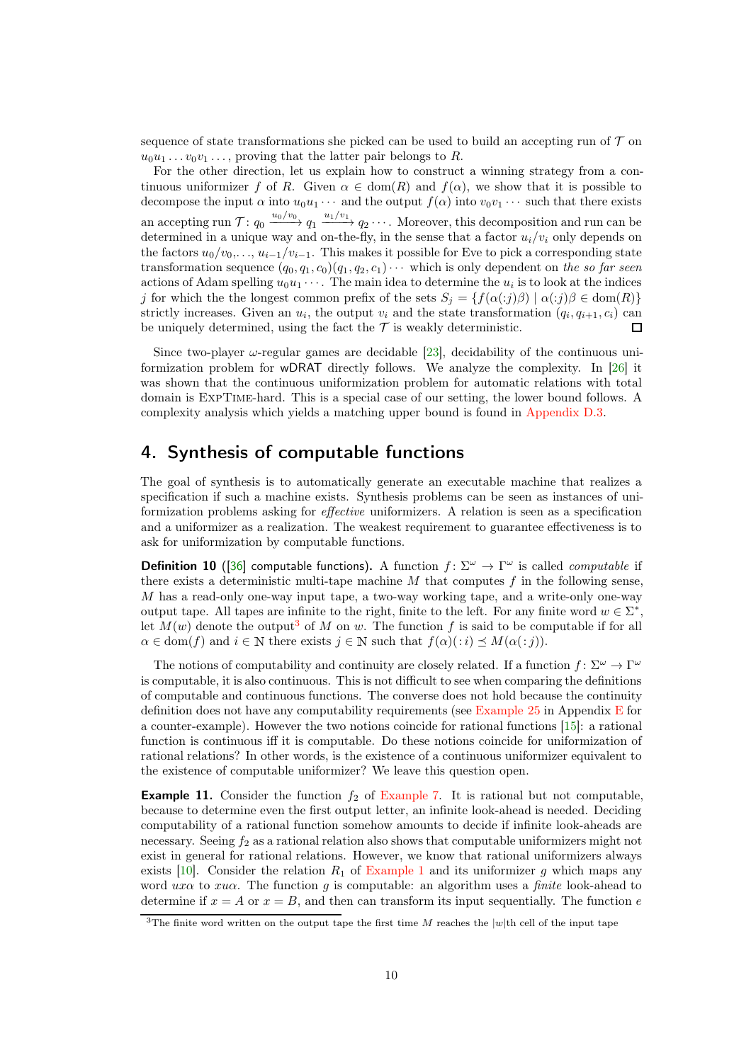sequence of state transformations she picked can be used to build an accepting run of $\mathcal{T}$ on $u_0u_1\dots v_0v_1\dots$, proving that the latter pair belongs to $R$.

For the other direction, let us explain how to construct a winning strategy from a continuous uniformizer $f$ of $R$. Given $\alpha \in \mathrm{dom}(R)$ and $f(\alpha)$, we show that it is possible to decompose the input $\alpha$ into $u_0u_1\cdots$ and the output $f(\alpha)$ into $v_0v_1\cdots$ such that there exists an accepting run $\mathcal{T}\colon q_0 \xrightarrow{u_0/v_0} q_1 \xrightarrow{u_1/v_1} q_2\cdots$. Moreover, this decomposition and run can be determined in a unique way and on-the-fly, in the sense that a factor $u_i/v_i$ only depends on the factors $u_0/v_0,\dots, u_{i-1}/v_{i-1}$. This makes it possible for Eve to pick a corresponding state transformation sequence $(q_0,q_1,c_0)(q_1,q_2,c_1)\cdots$ which is only dependent on *the so far seen* actions of Adam spelling $u_0u_1\cdots$. The main idea to determine the $u_i$ is to look at the indices $j$ for which the the longest common prefix of the sets $S_j = \{f(\alpha(:j)\beta) \mid \alpha(:j)\beta \in \mathrm{dom}(R)\}$ strictly increases. Given an $u_i$, the output $v_i$ and the state transformation $(q_i,q_{i+1},c_i)$ can be uniquely determined, using the fact the $\mathcal{T}$ is weakly deterministic. ◻

Since two-player $\omega$-regular games are decidable [23], decidability of the continuous uniformization problem for wDRAT directly follows. We analyze the complexity. In [26] it was shown that the continuous uniformization problem for automatic relations with total domain is ExpTime-hard. This is a special case of our setting, the lower bound follows. A complexity analysis which yields a matching upper bound is found in Appendix D.3.

## 4. Synthesis of computable functions

The goal of synthesis is to automatically generate an executable machine that realizes a specification if such a machine exists. Synthesis problems can be seen as instances of uniformization problems asking for *effective* uniformizers. A relation is seen as a specification and a uniformizer as a realization. The weakest requirement to guarantee effectiveness is to ask for uniformization by computable functions.

**Definition 10** ([36] computable functions)**.** A function $f\colon \Sigma^\omega \to \Gamma^\omega$ is called *computable* if there exists a deterministic multi-tape machine $M$ that computes $f$ in the following sense, $M$ has a read-only one-way input tape, a two-way working tape, and a write-only one-way output tape. All tapes are infinite to the right, finite to the left. For any finite word $w \in \Sigma^*$, let $M(w)$ denote the output[3] of $M$ on $w$. The function $f$ is said to be computable if for all $\alpha \in \mathrm{dom}(f)$ and $i \in \mathbb{N}$ there exists $j \in \mathbb{N}$ such that $f(\alpha)(:i) \preceq M(\alpha(:j))$.

The notions of computability and continuity are closely related. If a function $f\colon \Sigma^\omega \to \Gamma^\omega$ is computable, it is also continuous. This is not difficult to see when comparing the definitions of computable and continuous functions. The converse does not hold because the continuity definition does not have any computability requirements (see Example 25 in Appendix E for a counter-example). However the two notions coincide for rational functions [15]: a rational function is continuous iff it is computable. Do these notions coincide for uniformization of rational relations? In other words, is the existence of a continuous uniformizer equivalent to the existence of computable uniformizer? We leave this question open.

**Example 11.** Consider the function $f_2$ of Example 7. It is rational but not computable, because to determine even the first output letter, an infinite look-ahead is needed. Deciding computability of a rational function somehow amounts to decide if infinite look-aheads are necessary. Seeing $f_2$ as a rational relation also shows that computable uniformizers might not exist in general for rational relations. However, we know that rational uniformizers always exists [10]. Consider the relation $R_1$ of Example 1 and its uniformizer $g$ which maps any word $ux\alpha$ to $xu\alpha$. The function $g$ is computable: an algorithm uses a *finite* look-ahead to determine if $x = A$ or $x = B$, and then can transform its input sequentially. The function $e$

[3] The finite word written on the output tape the first time $M$ reaches the $|w|$th cell of the input tape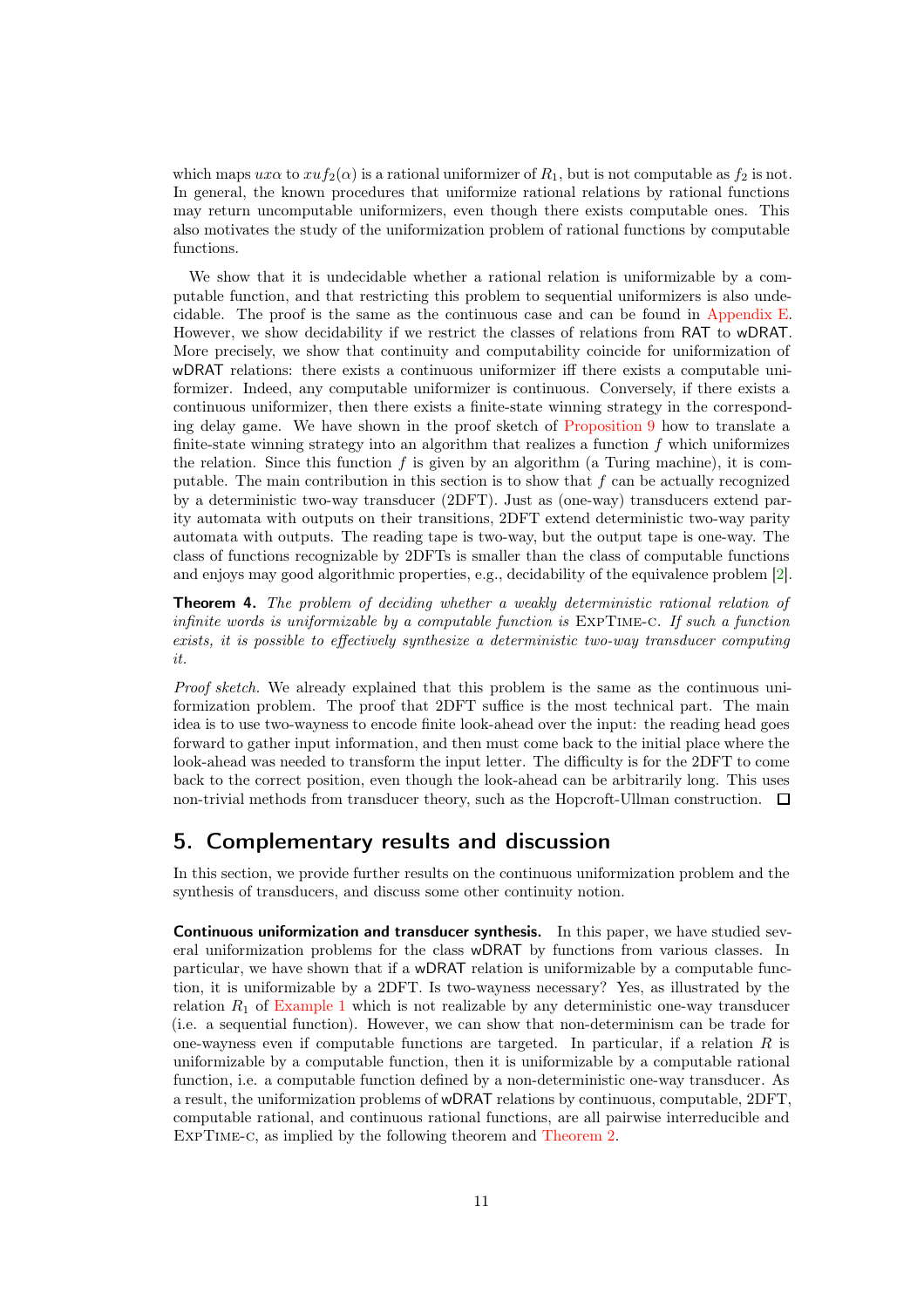which maps $ux\alpha$ to $xuf_2(\alpha)$ is a rational uniformizer of $R_1$, but is not computable as $f_2$ is not. In general, the known procedures that uniformize rational relations by rational functions may return uncomputable uniformizers, even though there exists computable ones. This also motivates the study of the uniformization problem of rational functions by computable functions.

We show that it is undecidable whether a rational relation is uniformizable by a computable function, and that restricting this problem to sequential uniformizers is also undecidable. The proof is the same as the continuous case and can be found in Appendix E. However, we show decidability if we restrict the classes of relations from RAT to wDRAT. More precisely, we show that continuity and computability coincide for uniformization of wDRAT relations: there exists a continuous uniformizer iff there exists a computable uniformizer. Indeed, any computable uniformizer is continuous. Conversely, if there exists a continuous uniformizer, then there exists a finite-state winning strategy in the corresponding delay game. We have shown in the proof sketch of Proposition 9 how to translate a finite-state winning strategy into an algorithm that realizes a function $f$ which uniformizes the relation. Since this function $f$ is given by an algorithm (a Turing machine), it is computable. The main contribution in this section is to show that $f$ can be actually recognized by a deterministic two-way transducer (2DFT). Just as (one-way) transducers extend parity automata with outputs on their transitions, 2DFT extend deterministic two-way parity automata with outputs. The reading tape is two-way, but the output tape is one-way. The class of functions recognizable by 2DFTs is smaller than the class of computable functions and enjoys may good algorithmic properties, e.g., decidability of the equivalence problem [2].

**Theorem 4.** *The problem of deciding whether a weakly deterministic rational relation of infinite words is uniformizable by a computable function is* ExpTime-c*. If such a function exists, it is possible to effectively synthesize a deterministic two-way transducer computing it.*

*Proof sketch.* We already explained that this problem is the same as the continuous uniformization problem. The proof that 2DFT suffice is the most technical part. The main idea is to use two-wayness to encode finite look-ahead over the input: the reading head goes forward to gather input information, and then must come back to the initial place where the look-ahead was needed to transform the input letter. The difficulty is for the 2DFT to come back to the correct position, even though the look-ahead can be arbitrarily long. This uses non-trivial methods from transducer theory, such as the Hopcroft-Ullman construction. ◻

## 5. Complementary results and discussion

In this section, we provide further results on the continuous uniformization problem and the synthesis of transducers, and discuss some other continuity notion.

**Continuous uniformization and transducer synthesis.** In this paper, we have studied several uniformization problems for the class wDRAT by functions from various classes. In particular, we have shown that if a wDRAT relation is uniformizable by a computable function, it is uniformizable by a 2DFT. Is two-wayness necessary? Yes, as illustrated by the relation $R_1$ of Example 1 which is not realizable by any deterministic one-way transducer (i.e. a sequential function). However, we can show that non-determinism can be trade for one-wayness even if computable functions are targeted. In particular, if a relation $R$ is uniformizable by a computable function, then it is uniformizable by a computable rational function, i.e. a computable function defined by a non-deterministic one-way transducer. As a result, the uniformization problems of wDRAT relations by continuous, computable, 2DFT, computable rational, and continuous rational functions, are all pairwise interreducible and ExpTime-c, as implied by the following theorem and Theorem 2.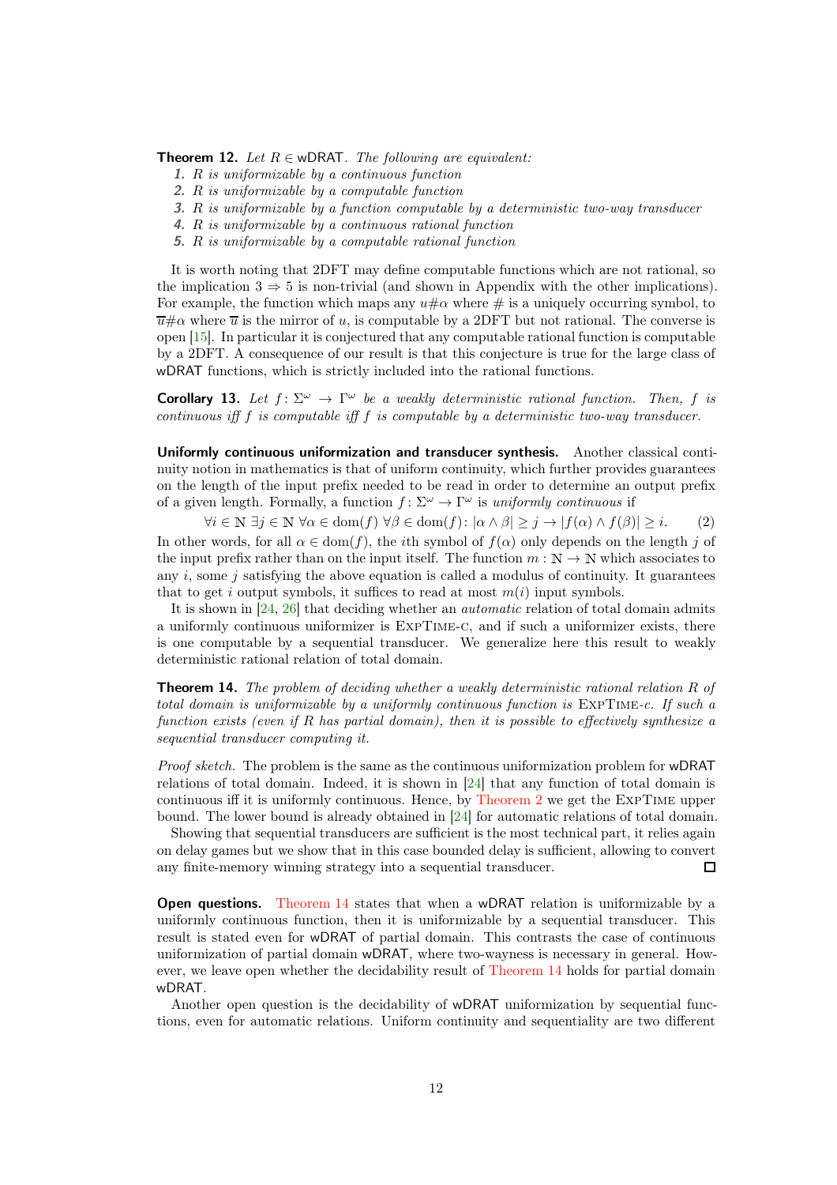**Theorem 12.** *Let $R \in$ wDRAT. The following are equivalent:*

1. *$R$ is uniformizable by a continuous function*
2. *$R$ is uniformizable by a computable function*
3. *$R$ is uniformizable by a function computable by a deterministic two-way transducer*
4. *$R$ is uniformizable by a continuous rational function*
5. *$R$ is uniformizable by a computable rational function*

It is worth noting that 2DFT may define computable functions which are not rational, so the implication $3 \Rightarrow 5$ is non-trivial (and shown in Appendix with the other implications). For example, the function which maps any $u\#\alpha$ where $\#$ is a uniquely occurring symbol, to $\overline{u}\#\alpha$ where $\overline{u}$ is the mirror of $u$, is computable by a 2DFT but not rational. The converse is open [15]. In particular it is conjectured that any computable rational function is computable by a 2DFT. A consequence of our result is that this conjecture is true for the large class of wDRAT functions, which is strictly included into the rational functions.

**Corollary 13.** *Let $f\colon \Sigma^\omega \to \Gamma^\omega$ be a weakly deterministic rational function. Then, $f$ is continuous iff $f$ is computable iff $f$ is computable by a deterministic two-way transducer.*

**Uniformly continuous uniformization and transducer synthesis.** Another classical continuity notion in mathematics is that of uniform continuity, which further provides guarantees on the length of the input prefix needed to be read in order to determine an output prefix of a given length. Formally, a function $f\colon \Sigma^\omega \to \Gamma^\omega$ is *uniformly continuous* if

$$\forall i \in \mathbb{N}\ \exists j \in \mathbb{N}\ \forall \alpha \in \mathrm{dom}(f)\ \forall \beta \in \mathrm{dom}(f)\colon |\alpha \wedge \beta| \geq j \to |f(\alpha) \wedge f(\beta)| \geq i. \qquad (2)$$

In other words, for all $\alpha \in \mathrm{dom}(f)$, the $i$th symbol of $f(\alpha)$ only depends on the length $j$ of the input prefix rather than on the input itself. The function $m : \mathbb{N} \to \mathbb{N}$ which associates to any $i$, some $j$ satisfying the above equation is called a modulus of continuity. It guarantees that to get $i$ output symbols, it suffices to read at most $m(i)$ input symbols.

It is shown in [24, 26] that deciding whether an *automatic* relation of total domain admits a uniformly continuous uniformizer is ExpTime-c, and if such a uniformizer exists, there is one computable by a sequential transducer. We generalize here this result to weakly deterministic rational relation of total domain.

**Theorem 14.** *The problem of deciding whether a weakly deterministic rational relation $R$ of total domain is uniformizable by a uniformly continuous function is* ExpTime-c*. If such a function exists (even if $R$ has partial domain), then it is possible to effectively synthesize a sequential transducer computing it.*

*Proof sketch.* The problem is the same as the continuous uniformization problem for wDRAT relations of total domain. Indeed, it is shown in [24] that any function of total domain is continuous iff it is uniformly continuous. Hence, by Theorem 2 we get the ExpTime upper bound. The lower bound is already obtained in [24] for automatic relations of total domain.

Showing that sequential transducers are sufficient is the most technical part, it relies again on delay games but we show that in this case bounded delay is sufficient, allowing to convert any finite-memory winning strategy into a sequential transducer. ◻

**Open questions.** Theorem 14 states that when a wDRAT relation is uniformizable by a uniformly continuous function, then it is uniformizable by a sequential transducer. This result is stated even for wDRAT of partial domain. This contrasts the case of continuous uniformization of partial domain wDRAT, where two-wayness is necessary in general. However, we leave open whether the decidability result of Theorem 14 holds for partial domain wDRAT.

Another open question is the decidability of wDRAT uniformization by sequential functions, even for automatic relations. Uniform continuity and sequentiality are two different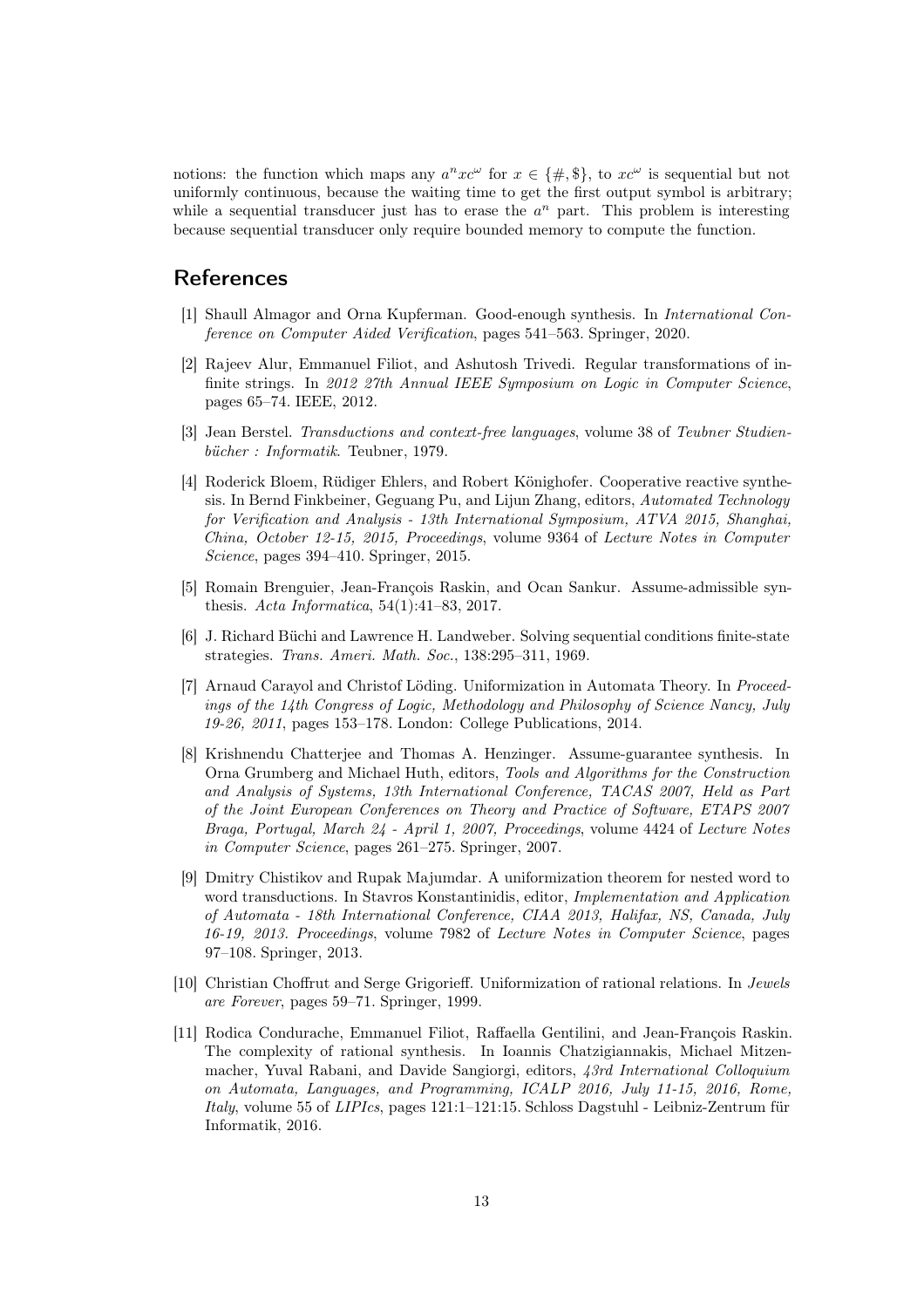notions: the function which maps any $a^n x c^\omega$ for $x \in \{\#, \$\}$, to $xc^\omega$ is sequential but not uniformly continuous, because the waiting time to get the first output symbol is arbitrary; while a sequential transducer just has to erase the $a^n$ part. This problem is interesting because sequential transducer only require bounded memory to compute the function.

## References

[1] Shaull Almagor and Orna Kupferman. Good-enough synthesis. In *International Conference on Computer Aided Verification*, pages 541–563. Springer, 2020.

[2] Rajeev Alur, Emmanuel Filiot, and Ashutosh Trivedi. Regular transformations of infinite strings. In *2012 27th Annual IEEE Symposium on Logic in Computer Science*, pages 65–74. IEEE, 2012.

[3] Jean Berstel. *Transductions and context-free languages*, volume 38 of *Teubner Studienbücher : Informatik*. Teubner, 1979.

[4] Roderick Bloem, Rüdiger Ehlers, and Robert Könighofer. Cooperative reactive synthesis. In Bernd Finkbeiner, Geguang Pu, and Lijun Zhang, editors, *Automated Technology for Verification and Analysis - 13th International Symposium, ATVA 2015, Shanghai, China, October 12-15, 2015, Proceedings*, volume 9364 of *Lecture Notes in Computer Science*, pages 394–410. Springer, 2015.

[5] Romain Brenguier, Jean-François Raskin, and Ocan Sankur. Assume-admissible synthesis. *Acta Informatica*, 54(1):41–83, 2017.

[6] J. Richard Büchi and Lawrence H. Landweber. Solving sequential conditions finite-state strategies. *Trans. Ameri. Math. Soc.*, 138:295–311, 1969.

[7] Arnaud Carayol and Christof Löding. Uniformization in Automata Theory. In *Proceedings of the 14th Congress of Logic, Methodology and Philosophy of Science Nancy, July 19-26, 2011*, pages 153–178. London: College Publications, 2014.

[8] Krishnendu Chatterjee and Thomas A. Henzinger. Assume-guarantee synthesis. In Orna Grumberg and Michael Huth, editors, *Tools and Algorithms for the Construction and Analysis of Systems, 13th International Conference, TACAS 2007, Held as Part of the Joint European Conferences on Theory and Practice of Software, ETAPS 2007 Braga, Portugal, March 24 - April 1, 2007, Proceedings*, volume 4424 of *Lecture Notes in Computer Science*, pages 261–275. Springer, 2007.

[9] Dmitry Chistikov and Rupak Majumdar. A uniformization theorem for nested word to word transductions. In Stavros Konstantinidis, editor, *Implementation and Application of Automata - 18th International Conference, CIAA 2013, Halifax, NS, Canada, July 16-19, 2013. Proceedings*, volume 7982 of *Lecture Notes in Computer Science*, pages 97–108. Springer, 2013.

[10] Christian Choffrut and Serge Grigorieff. Uniformization of rational relations. In *Jewels are Forever*, pages 59–71. Springer, 1999.

[11] Rodica Condurache, Emmanuel Filiot, Raffaella Gentilini, and Jean-François Raskin. The complexity of rational synthesis. In Ioannis Chatzigiannakis, Michael Mitzenmacher, Yuval Rabani, and Davide Sangiorgi, editors, *43rd International Colloquium on Automata, Languages, and Programming, ICALP 2016, July 11-15, 2016, Rome, Italy*, volume 55 of *LIPIcs*, pages 121:1–121:15. Schloss Dagstuhl - Leibniz-Zentrum für Informatik, 2016.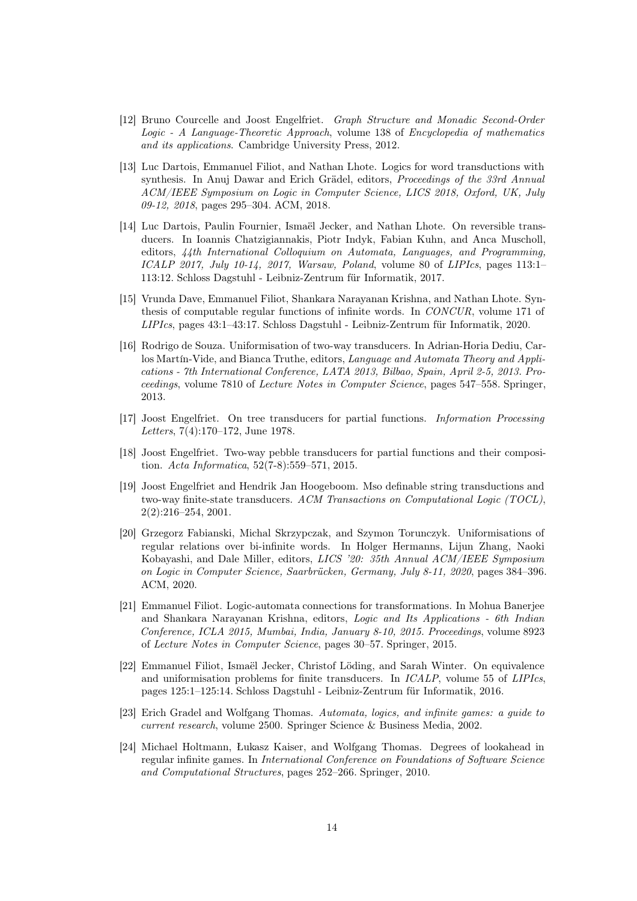[12] Bruno Courcelle and Joost Engelfriet. *Graph Structure and Monadic Second-Order Logic - A Language-Theoretic Approach*, volume 138 of *Encyclopedia of mathematics and its applications*. Cambridge University Press, 2012.

[13] Luc Dartois, Emmanuel Filiot, and Nathan Lhote. Logics for word transductions with synthesis. In Anuj Dawar and Erich Grädel, editors, *Proceedings of the 33rd Annual ACM/IEEE Symposium on Logic in Computer Science, LICS 2018, Oxford, UK, July 09-12, 2018*, pages 295–304. ACM, 2018.

[14] Luc Dartois, Paulin Fournier, Ismaël Jecker, and Nathan Lhote. On reversible transducers. In Ioannis Chatzigiannakis, Piotr Indyk, Fabian Kuhn, and Anca Muscholl, editors, *44th International Colloquium on Automata, Languages, and Programming, ICALP 2017, July 10-14, 2017, Warsaw, Poland*, volume 80 of *LIPIcs*, pages 113:1–113:12. Schloss Dagstuhl - Leibniz-Zentrum für Informatik, 2017.

[15] Vrunda Dave, Emmanuel Filiot, Shankara Narayanan Krishna, and Nathan Lhote. Synthesis of computable regular functions of infinite words. In *CONCUR*, volume 171 of *LIPIcs*, pages 43:1–43:17. Schloss Dagstuhl - Leibniz-Zentrum für Informatik, 2020.

[16] Rodrigo de Souza. Uniformisation of two-way transducers. In Adrian-Horia Dediu, Carlos Martín-Vide, and Bianca Truthe, editors, *Language and Automata Theory and Applications - 7th International Conference, LATA 2013, Bilbao, Spain, April 2-5, 2013. Proceedings*, volume 7810 of *Lecture Notes in Computer Science*, pages 547–558. Springer, 2013.

[17] Joost Engelfriet. On tree transducers for partial functions. *Information Processing Letters*, 7(4):170–172, June 1978.

[18] Joost Engelfriet. Two-way pebble transducers for partial functions and their composition. *Acta Informatica*, 52(7-8):559–571, 2015.

[19] Joost Engelfriet and Hendrik Jan Hoogeboom. Mso definable string transductions and two-way finite-state transducers. *ACM Transactions on Computational Logic (TOCL)*, 2(2):216–254, 2001.

[20] Grzegorz Fabianski, Michal Skrzypczak, and Szymon Torunczyk. Uniformisations of regular relations over bi-infinite words. In Holger Hermanns, Lijun Zhang, Naoki Kobayashi, and Dale Miller, editors, *LICS '20: 35th Annual ACM/IEEE Symposium on Logic in Computer Science, Saarbrücken, Germany, July 8-11, 2020*, pages 384–396. ACM, 2020.

[21] Emmanuel Filiot. Logic-automata connections for transformations. In Mohua Banerjee and Shankara Narayanan Krishna, editors, *Logic and Its Applications - 6th Indian Conference, ICLA 2015, Mumbai, India, January 8-10, 2015. Proceedings*, volume 8923 of *Lecture Notes in Computer Science*, pages 30–57. Springer, 2015.

[22] Emmanuel Filiot, Ismaël Jecker, Christof Löding, and Sarah Winter. On equivalence and uniformisation problems for finite transducers. In *ICALP*, volume 55 of *LIPIcs*, pages 125:1–125:14. Schloss Dagstuhl - Leibniz-Zentrum für Informatik, 2016.

[23] Erich Gradel and Wolfgang Thomas. *Automata, logics, and infinite games: a guide to current research*, volume 2500. Springer Science & Business Media, 2002.

[24] Michael Holtmann, Łukasz Kaiser, and Wolfgang Thomas. Degrees of lookahead in regular infinite games. In *International Conference on Foundations of Software Science and Computational Structures*, pages 252–266. Springer, 2010.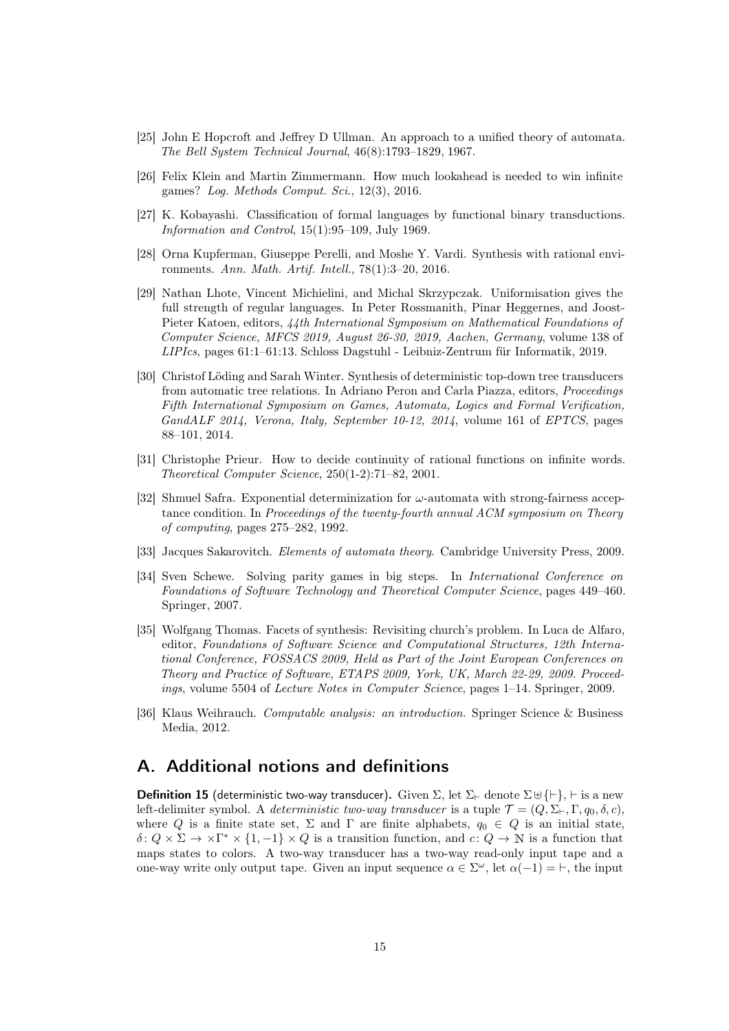[25] John E Hopcroft and Jeffrey D Ullman. An approach to a unified theory of automata. *The Bell System Technical Journal*, 46(8):1793–1829, 1967.

[26] Felix Klein and Martin Zimmermann. How much lookahead is needed to win infinite games? *Log. Methods Comput. Sci.*, 12(3), 2016.

[27] K. Kobayashi. Classification of formal languages by functional binary transductions. *Information and Control*, 15(1):95–109, July 1969.

[28] Orna Kupferman, Giuseppe Perelli, and Moshe Y. Vardi. Synthesis with rational environments. *Ann. Math. Artif. Intell.*, 78(1):3–20, 2016.

[29] Nathan Lhote, Vincent Michielini, and Michal Skrzypczak. Uniformisation gives the full strength of regular languages. In Peter Rossmanith, Pinar Heggernes, and Joost-Pieter Katoen, editors, *44th International Symposium on Mathematical Foundations of Computer Science, MFCS 2019, August 26-30, 2019, Aachen, Germany*, volume 138 of *LIPIcs*, pages 61:1–61:13. Schloss Dagstuhl - Leibniz-Zentrum für Informatik, 2019.

[30] Christof Löding and Sarah Winter. Synthesis of deterministic top-down tree transducers from automatic tree relations. In Adriano Peron and Carla Piazza, editors, *Proceedings Fifth International Symposium on Games, Automata, Logics and Formal Verification, GandALF 2014, Verona, Italy, September 10-12, 2014*, volume 161 of *EPTCS*, pages 88–101, 2014.

[31] Christophe Prieur. How to decide continuity of rational functions on infinite words. *Theoretical Computer Science*, 250(1-2):71–82, 2001.

[32] Shmuel Safra. Exponential determinization for $\omega$-automata with strong-fairness acceptance condition. In *Proceedings of the twenty-fourth annual ACM symposium on Theory of computing*, pages 275–282, 1992.

[33] Jacques Sakarovitch. *Elements of automata theory*. Cambridge University Press, 2009.

[34] Sven Schewe. Solving parity games in big steps. In *International Conference on Foundations of Software Technology and Theoretical Computer Science*, pages 449–460. Springer, 2007.

[35] Wolfgang Thomas. Facets of synthesis: Revisiting church's problem. In Luca de Alfaro, editor, *Foundations of Software Science and Computational Structures, 12th International Conference, FOSSACS 2009, Held as Part of the Joint European Conferences on Theory and Practice of Software, ETAPS 2009, York, UK, March 22-29, 2009. Proceedings*, volume 5504 of *Lecture Notes in Computer Science*, pages 1–14. Springer, 2009.

[36] Klaus Weihrauch. *Computable analysis: an introduction*. Springer Science & Business Media, 2012.

# A. Additional notions and definitions

**Definition 15** (deterministic two-way transducer)**.** Given $\Sigma$, let $\Sigma_\vdash$ denote $\Sigma \uplus \{\vdash\}$, $\vdash$ is a new left-delimiter symbol. A *deterministic two-way transducer* is a tuple $\mathcal{T} = (Q, \Sigma_\vdash, \Gamma, q_0, \delta, c)$, where $Q$ is a finite state set, $\Sigma$ and $\Gamma$ are finite alphabets, $q_0 \in Q$ is an initial state, $\delta \colon Q \times \Sigma \to \times \Gamma^* \times \{1, -1\} \times Q$ is a transition function, and $c \colon Q \to \mathbb{N}$ is a function that maps states to colors. A two-way transducer has a two-way read-only input tape and a one-way write only output tape. Given an input sequence $\alpha \in \Sigma^\omega$, let $\alpha(-1) = \vdash$, the input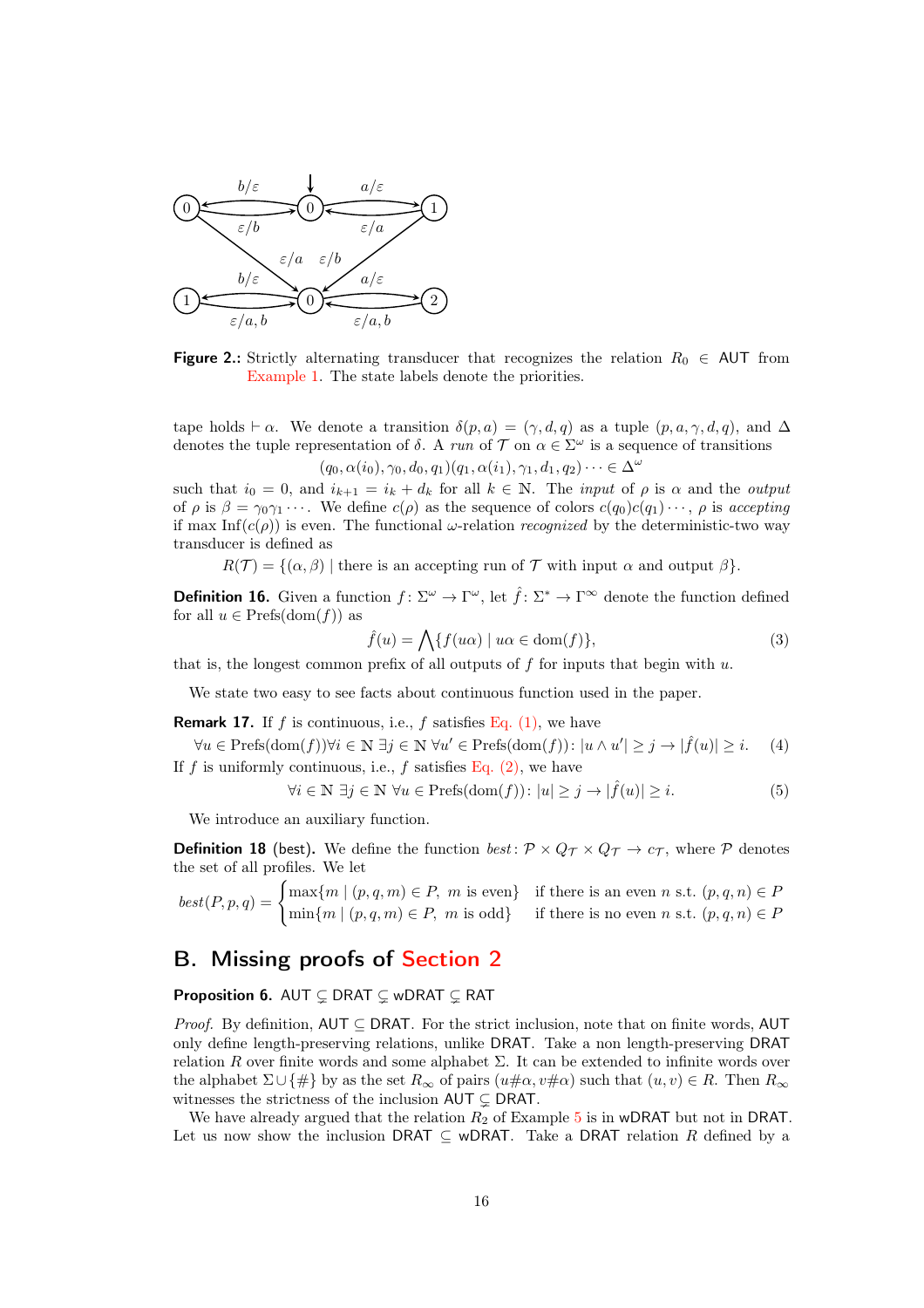**Figure 2.:** Strictly alternating transducer that recognizes the relation $R_0 \in$ AUT from Example 1. The state labels denote the priorities.

tape holds $\vdash \alpha$. We denote a transition $\delta(p, a) = (\gamma, d, q)$ as a tuple $(p, a, \gamma, d, q)$, and $\Delta$ denotes the tuple representation of $\delta$. A *run* of $\mathcal{T}$ on $\alpha \in \Sigma^\omega$ is a sequence of transitions

$$(q_0, \alpha(i_0), \gamma_0, d_0, q_1)(q_1, \alpha(i_1), \gamma_1, d_1, q_2) \cdots \in \Delta^\omega$$

such that $i_0 = 0$, and $i_{k+1} = i_k + d_k$ for all $k \in \mathbb{N}$. The *input* of $\rho$ is $\alpha$ and the *output* of $\rho$ is $\beta = \gamma_0\gamma_1 \cdots$. We define $c(\rho)$ as the sequence of colors $c(q_0)c(q_1)\cdots$, $\rho$ is *accepting* if $\max \mathrm{Inf}(c(\rho))$ is even. The functional $\omega$-relation *recognized* by the deterministic-two way transducer is defined as

$$R(\mathcal{T}) = \{(\alpha, \beta) \mid \text{there is an accepting run of } \mathcal{T} \text{ with input } \alpha \text{ and output } \beta\}.$$

**Definition 16.** Given a function $f\colon \Sigma^\omega \to \Gamma^\omega$, let $\hat{f}\colon \Sigma^* \to \Gamma^\infty$ denote the function defined for all $u \in \mathrm{Prefs}(\mathrm{dom}(f))$ as

$$\hat{f}(u) = \bigwedge\{f(u\alpha) \mid u\alpha \in \mathrm{dom}(f)\}, \tag{3}$$

that is, the longest common prefix of all outputs of $f$ for inputs that begin with $u$.

We state two easy to see facts about continuous function used in the paper.

**Remark 17.** If $f$ is continuous, i.e., $f$ satisfies Eq. (1), we have

$$\forall u \in \mathrm{Prefs}(\mathrm{dom}(f)) \forall i \in \mathbb{N}\ \exists j \in \mathbb{N}\ \forall u' \in \mathrm{Prefs}(\mathrm{dom}(f))\colon |u \wedge u'| \geq j \to |\hat{f}(u)| \geq i. \tag{4}$$

If $f$ is uniformly continuous, i.e., $f$ satisfies Eq. (2), we have

$$\forall i \in \mathbb{N}\ \exists j \in \mathbb{N}\ \forall u \in \mathrm{Prefs}(\mathrm{dom}(f))\colon |u| \geq j \to |\hat{f}(u)| \geq i. \tag{5}$$

We introduce an auxiliary function.

**Definition 18** (best)**.** We define the function $best\colon \mathcal{P} \times Q_\mathcal{T} \times Q_\mathcal{T} \to c_\mathcal{T}$, where $\mathcal{P}$ denotes the set of all profiles. We let

$$best(P, p, q) = \begin{cases} \max\{m \mid (p, q, m) \in P,\ m \text{ is even}\} & \text{if there is an even } n \text{ s.t. } (p, q, n) \in P \\ \min\{m \mid (p, q, m) \in P,\ m \text{ is odd}\} & \text{if there is no even } n \text{ s.t. } (p, q, n) \in P \end{cases}$$

# B. Missing proofs of Section 2

**Proposition 6.** AUT $\subsetneq$ DRAT $\subsetneq$ wDRAT $\subsetneq$ RAT

*Proof.* By definition, AUT $\subseteq$ DRAT. For the strict inclusion, note that on finite words, AUT only define length-preserving relations, unlike DRAT. Take a non length-preserving DRAT relation $R$ over finite words and some alphabet $\Sigma$. It can be extended to infinite words over the alphabet $\Sigma \cup \{\#\}$ by as the set $R_\infty$ of pairs $(u\#\alpha, v\#\alpha)$ such that $(u, v) \in R$. Then $R_\infty$ witnesses the strictness of the inclusion AUT $\subsetneq$ DRAT.

We have already argued that the relation $R_2$ of Example 5 is in wDRAT but not in DRAT. Let us now show the inclusion DRAT $\subseteq$ wDRAT. Take a DRAT relation $R$ defined by a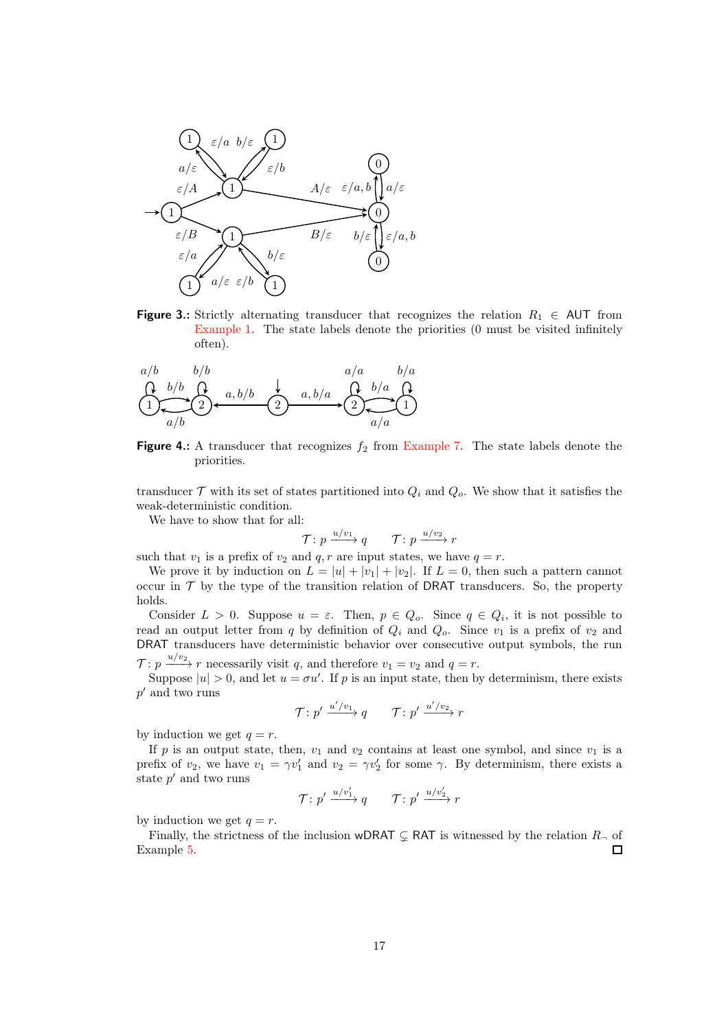**Figure 3.:** Strictly alternating transducer that recognizes the relation $R_1 \in \mathsf{AUT}$ from Example 1. The state labels denote the priorities (0 must be visited infinitely often).

**Figure 4.:** A transducer that recognizes $f_2$ from Example 7. The state labels denote the priorities.

transducer $\mathcal{T}$ with its set of states partitioned into $Q_i$ and $Q_o$. We show that it satisfies the weak-deterministic condition.

We have to show that for all:

$$\mathcal{T}\colon p \xrightarrow{u/v_1} q \qquad \mathcal{T}\colon p \xrightarrow{u/v_2} r$$

such that $v_1$ is a prefix of $v_2$ and $q, r$ are input states, we have $q = r$.

We prove it by induction on $L = |u| + |v_1| + |v_2|$. If $L = 0$, then such a pattern cannot occur in $\mathcal{T}$ by the type of the transition relation of DRAT transducers. So, the property holds.

Consider $L > 0$. Suppose $u = \varepsilon$. Then, $p \in Q_o$. Since $q \in Q_i$, it is not possible to read an output letter from $q$ by definition of $Q_i$ and $Q_o$. Since $v_1$ is a prefix of $v_2$ and DRAT transducers have deterministic behavior over consecutive output symbols, the run $\mathcal{T}\colon p \xrightarrow{u/v_2} r$ necessarily visit $q$, and therefore $v_1 = v_2$ and $q = r$.

Suppose $|u| > 0$, and let $u = \sigma u'$. If $p$ is an input state, then by determinism, there exists $p'$ and two runs

$$\mathcal{T}\colon p' \xrightarrow{u'/v_1} q \qquad \mathcal{T}\colon p' \xrightarrow{u'/v_2} r$$

by induction we get $q = r$.

If $p$ is an output state, then, $v_1$ and $v_2$ contains at least one symbol, and since $v_1$ is a prefix of $v_2$, we have $v_1 = \gamma v_1'$ and $v_2 = \gamma v_2'$ for some $\gamma$. By determinism, there exists a state $p'$ and two runs

$$\mathcal{T}\colon p' \xrightarrow{u/v_1'} q \qquad \mathcal{T}\colon p' \xrightarrow{u/v_2'} r$$

by induction we get $q = r$.

Finally, the strictness of the inclusion $\mathsf{wDRAT} \subsetneq \mathsf{RAT}$ is witnessed by the relation $R_\neg$ of Example 5. ☐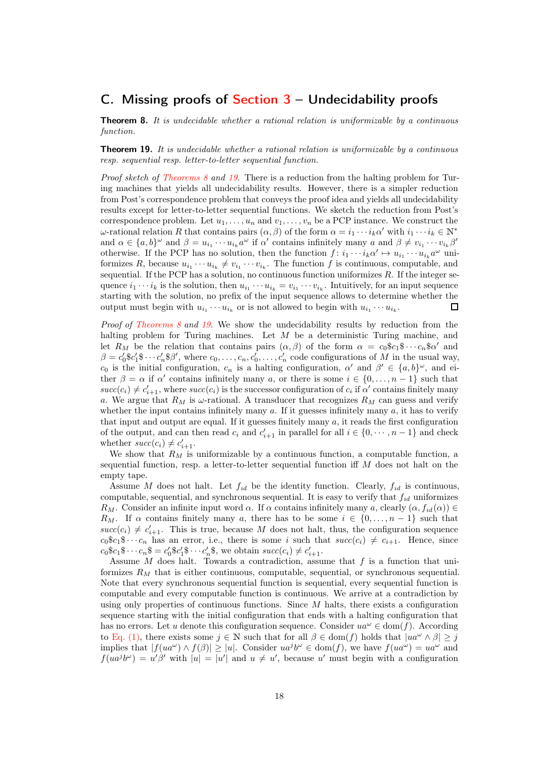# C. Missing proofs of Section 3 – Undecidability proofs

**Theorem 8.** *It is undecidable whether a rational relation is uniformizable by a continuous function.*

**Theorem 19.** *It is undecidable whether a rational relation is uniformizable by a continuous resp. sequential resp. letter-to-letter sequential function.*

*Proof sketch of Theorems 8 and 19.* There is a reduction from the halting problem for Turing machines that yields all undecidability results. However, there is a simpler reduction from Post's correspondence problem that conveys the proof idea and yields all undecidability results except for letter-to-letter sequential functions. We sketch the reduction from Post's correspondence problem. Let $u_1, \dots, u_n$ and $v_1, \dots, v_n$ be a PCP instance. We construct the $\omega$-rational relation $R$ that contains pairs $(\alpha, \beta)$ of the form $\alpha = i_1 \cdots i_k \alpha'$ with $i_1 \cdots i_k \in \mathbb{N}^*$ and $\alpha \in \{a,b\}^\omega$ and $\beta = u_{i_1} \cdots u_{i_k} a^\omega$ if $\alpha'$ contains infinitely many $a$ and $\beta \neq v_{i_1} \cdots v_{i_k} \beta'$ otherwise. If the PCP has no solution, then the function $f\colon i_1 \cdots i_k \alpha' \mapsto u_{i_1} \cdots u_{i_k} a^\omega$ uniformizes $R$, because $u_{i_1} \cdots u_{i_k} \neq v_{i_1} \cdots v_{i_k}$. The function $f$ is continuous, computable, and sequential. If the PCP has a solution, no continuous function uniformizes $R$. If the integer sequence $i_1 \cdots i_k$ is the solution, then $u_{i_1} \cdots u_{i_k} = v_{i_1} \cdots v_{i_k}$. Intuitively, for an input sequence starting with the solution, no prefix of the input sequence allows to determine whether the output must begin with $u_{i_1} \cdots u_{i_k}$ or is not allowed to begin with $u_{i_1} \cdots u_{i_k}$. ◻

*Proof of Theorems 8 and 19.* We show the undecidability results by reduction from the halting problem for Turing machines. Let $M$ be a deterministic Turing machine, and let $R_M$ be the relation that contains pairs $(\alpha, \beta)$ of the form $\alpha = c_0\$c_1\$\cdots c_n\$\alpha'$ and $\beta = c_0'\$c_1'\$\cdots c_n'\$\beta'$, where $c_0, \dots, c_n, c_0', \dots, c_n'$ code configurations of $M$ in the usual way, $c_0$ is the initial configuration, $c_n$ is a halting configuration, $\alpha'$ and $\beta' \in \{a,b\}^\omega$, and either $\beta = \alpha$ if $\alpha'$ contains infinitely many $a$, or there is some $i \in \{0, \dots, n-1\}$ such that $succ(c_i) \neq c_{i+1}'$, where $succ(c_i)$ is the successor configuration of $c_i$ if $\alpha'$ contains finitely many $a$. We argue that $R_M$ is $\omega$-rational. A transducer that recognizes $R_M$ can guess and verify whether the input contains infinitely many $a$. If it guesses infinitely many $a$, it has to verify that input and output are equal. If it guesses finitely many $a$, it reads the first configuration of the output, and can then read $c_i$ and $c_{i+1}'$ in parallel for all $i \in \{0, \cdots, n-1\}$ and check whether $succ(c_i) \neq c_{i+1}'$.

We show that $R_M$ is uniformizable by a continuous function, a computable function, a sequential function, resp. a letter-to-letter sequential function iff $M$ does not halt on the empty tape.

Assume $M$ does not halt. Let $f_{id}$ be the identity function. Clearly, $f_{id}$ is continuous, computable, sequential, and synchronous sequential. It is easy to verify that $f_{id}$ uniformizes $R_M$. Consider an infinite input word $\alpha$. If $\alpha$ contains infinitely many $a$, clearly $(\alpha, f_{id}(\alpha)) \in R_M$. If $\alpha$ contains finitely many $a$, there has to be some $i \in \{0, \dots, n-1\}$ such that $succ(c_i) \neq c_{i+1}'$. This is true, because $M$ does not halt, thus, the configuration sequence $c_0\$c_1\$\cdots c_n$ has an error, i.e., there is some $i$ such that $succ(c_i) \neq c_{i+1}$. Hence, since $c_0\$c_1\$\cdots c_n\$ = c_0'\$c_1'\$\cdots c_n'\$$, we obtain $succ(c_i) \neq c_{i+1}'$.

Assume $M$ does halt. Towards a contradiction, assume that $f$ is a function that uniformizes $R_M$ that is either continuous, computable, sequential, or synchronous sequential. Note that every synchronous sequential function is sequential, every sequential function is computable and every computable function is continuous. We arrive at a contradiction by using only properties of continuous functions. Since $M$ halts, there exists a configuration sequence starting with the initial configuration that ends with a halting configuration that has no errors. Let $u$ denote this configuration sequence. Consider $ua^\omega \in \mathrm{dom}(f)$. According to Eq. (1), there exists some $j \in \mathbb{N}$ such that for all $\beta \in \mathrm{dom}(f)$ holds that $|ua^\omega \wedge \beta| \geq j$ implies that $|f(ua^\omega) \wedge f(\beta)| \geq |u|$. Consider $ua^jb^\omega \in \mathrm{dom}(f)$, we have $f(ua^\omega) = ua^\omega$ and $f(ua^jb^\omega) = u'\beta'$ with $|u| = |u'|$ and $u \neq u'$, because $u'$ must begin with a configuration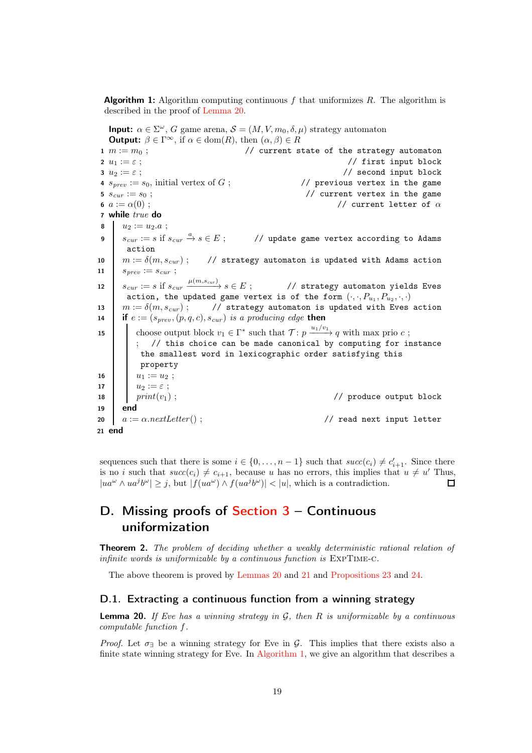**Algorithm 1:** Algorithm computing continuous $f$ that uniformizes $R$. The algorithm is described in the proof of Lemma 20.

```
   Input: α ∈ Σ^ω, G game arena, S = (M, V, m_0, δ, μ) strategy automaton
   Output: β ∈ Γ^∞, if α ∈ dom(R), then (α, β) ∈ R
 1 m := m_0 ;                          // current state of the strategy automaton
 2 u_1 := ε ;                                                 // first input block
 3 u_2 := ε ;                                                // second input block
 4 s_prev := s_0, initial vertex of G ;                // previous vertex in the game
 5 s_cur := s_0 ;                                       // current vertex in the game
 6 a := α(0) ;                                               // current letter of α
 7 while true do
 8     u_2 := u_2.a ;
 9     s_cur := s if s_cur --a--> s ∈ E ;       // update game vertex according to Adams
        action
10     m := δ(m, s_cur) ;      // strategy automaton is updated with Adams action
11     s_prev := s_cur ;
12     s_cur := s if s_cur --μ(m,s_cur)--> s ∈ E ;       // strategy automaton yields Eves
        action, the updated game vertex is of the form (·, ·, P_{u_1}, P_{u_2}, ·, ·)
13     m := δ(m, s_cur) ;       // strategy automaton is updated with Eves action
14     if e := (s_prev, (p, q, c), s_cur) is a producing edge then
15         choose output block v_1 ∈ Γ* such that T : p --u_1/v_1--> q with max prio c ;
           ;  // this choice can be made canonical by computing for instance
              the smallest word in lexicographic order satisfying this
              property
16         u_1 := u_2 ;
17         u_2 := ε ;
18         print(v_1) ;                                      // produce output block
19     end
20     a := α.nextLetter() ;                                 // read next input letter
21 end
```

sequences such that there is some $i \in \{0, \dots, n-1\}$ such that $succ(c_i) \neq c'_{i+1}$. Since there is no $i$ such that $succ(c_i) \neq c_{i+1}$, because $u$ has no errors, this implies that $u \neq u'$ Thus, $|ua^\omega \wedge ua^j b^\omega| \geq j$, but $|f(ua^\omega) \wedge f(ua^j b^\omega)| < |u|$, which is a contradiction. $\square$

# D. Missing proofs of Section 3 – Continuous uniformization

**Theorem 2.** *The problem of deciding whether a weakly deterministic rational relation of infinite words is uniformizable by a continuous function is* ExpTime-c*.*

The above theorem is proved by Lemmas 20 and 21 and Propositions 23 and 24.

## D.1. Extracting a continuous function from a winning strategy

**Lemma 20.** *If Eve has a winning strategy in $\mathcal{G}$, then $R$ is uniformizable by a continuous computable function $f$.*

*Proof.* Let $\sigma_\exists$ be a winning strategy for Eve in $\mathcal{G}$. This implies that there exists also a finite state winning strategy for Eve. In Algorithm 1, we give an algorithm that describes a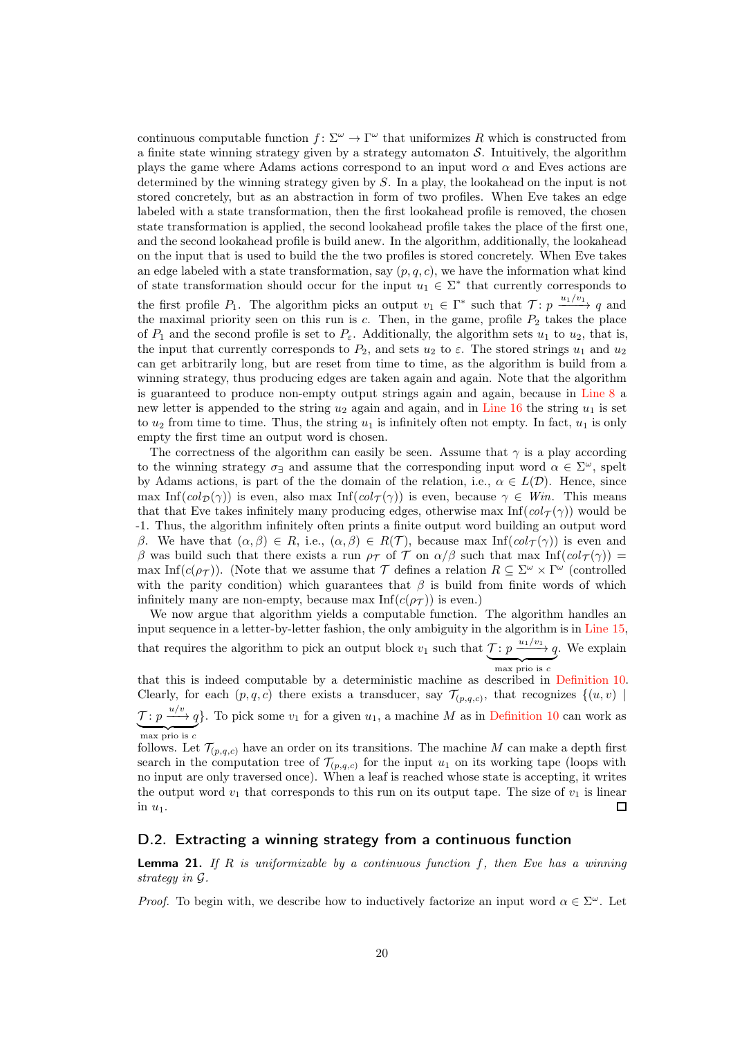continuous computable function $f\colon \Sigma^\omega \to \Gamma^\omega$ that uniformizes $R$ which is constructed from a finite state winning strategy given by a strategy automaton $\mathcal{S}$. Intuitively, the algorithm plays the game where Adams actions correspond to an input word $\alpha$ and Eves actions are determined by the winning strategy given by $S$. In a play, the lookahead on the input is not stored concretely, but as an abstraction in form of two profiles. When Eve takes an edge labeled with a state transformation, then the first lookahead profile is removed, the chosen state transformation is applied, the second lookahead profile takes the place of the first one, and the second lookahead profile is build anew. In the algorithm, additionally, the lookahead on the input that is used to build the the two profiles is stored concretely. When Eve takes an edge labeled with a state transformation, say $(p, q, c)$, we have the information what kind of state transformation should occur for the input $u_1 \in \Sigma^*$ that currently corresponds to the first profile $P_1$. The algorithm picks an output $v_1 \in \Gamma^*$ such that $\mathcal{T}\colon p \xrightarrow{u_1/v_1} q$ and the maximal priority seen on this run is $c$. Then, in the game, profile $P_2$ takes the place of $P_1$ and the second profile is set to $P_\varepsilon$. Additionally, the algorithm sets $u_1$ to $u_2$, that is, the input that currently corresponds to $P_2$, and sets $u_2$ to $\varepsilon$. The stored strings $u_1$ and $u_2$ can get arbitrarily long, but are reset from time to time, as the algorithm is build from a winning strategy, thus producing edges are taken again and again. Note that the algorithm is guaranteed to produce non-empty output strings again and again, because in Line 8 a new letter is appended to the string $u_2$ again and again, and in Line 16 the string $u_1$ is set to $u_2$ from time to time. Thus, the string $u_1$ is infinitely often not empty. In fact, $u_1$ is only empty the first time an output word is chosen.

The correctness of the algorithm can easily be seen. Assume that $\gamma$ is a play according to the winning strategy $\sigma_\exists$ and assume that the corresponding input word $\alpha \in \Sigma^\omega$, spelt by Adams actions, is part of the the domain of the relation, i.e., $\alpha \in L(\mathcal{D})$. Hence, since $\max \operatorname{Inf}(col_{\mathcal{D}}(\gamma))$ is even, also $\max \operatorname{Inf}(col_{\mathcal{T}}(\gamma))$ is even, because $\gamma \in Win$. This means that that Eve takes infinitely many producing edges, otherwise $\max \operatorname{Inf}(col_{\mathcal{T}}(\gamma))$ would be -1. Thus, the algorithm infinitely often prints a finite output word building an output word $\beta$. We have that $(\alpha, \beta) \in R$, i.e., $(\alpha, \beta) \in R(\mathcal{T})$, because $\max \operatorname{Inf}(col_{\mathcal{T}}(\gamma))$ is even and $\beta$ was build such that there exists a run $\rho_{\mathcal{T}}$ of $\mathcal{T}$ on $\alpha/\beta$ such that $\max \operatorname{Inf}(col_{\mathcal{T}}(\gamma)) = \max \operatorname{Inf}(c(\rho_{\mathcal{T}}))$. (Note that we assume that $\mathcal{T}$ defines a relation $R \subseteq \Sigma^\omega \times \Gamma^\omega$ (controlled with the parity condition) which guarantees that $\beta$ is build from finite words of which infinitely many are non-empty, because $\max \operatorname{Inf}(c(\rho_{\mathcal{T}}))$ is even.)

We now argue that algorithm yields a computable function. The algorithm handles an input sequence in a letter-by-letter fashion, the only ambiguity in the algorithm is in Line 15, that requires the algorithm to pick an output block $v_1$ such that $\underbrace{\mathcal{T}\colon p \xrightarrow{u_1/v_1} q}_{\text{max prio is } c}$. We explain that this is indeed computable by a deterministic machine as described in Definition 10. Clearly, for each $(p, q, c)$ there exists a transducer, say $\mathcal{T}_{(p,q,c)}$, that recognizes $\{(u, v) \mid \underbrace{\mathcal{T}\colon p \xrightarrow{u/v} q}_{\text{max prio is } c}\}$. To pick some $v_1$ for a given $u_1$, a machine $M$ as in Definition 10 can work as follows. Let $\mathcal{T}_{(p,q,c)}$ have an order on its transitions. The machine $M$ can make a depth first search in the computation tree of $\mathcal{T}_{(p,q,c)}$ for the input $u_1$ on its working tape (loops with no input are only traversed once). When a leaf is reached whose state is accepting, it writes the output word $v_1$ that corresponds to this run on its output tape. The size of $v_1$ is linear in $u_1$. ◻

## D.2. Extracting a winning strategy from a continuous function

**Lemma 21.** *If $R$ is uniformizable by a continuous function $f$, then Eve has a winning strategy in $\mathcal{G}$.*

*Proof.* To begin with, we describe how to inductively factorize an input word $\alpha \in \Sigma^\omega$. Let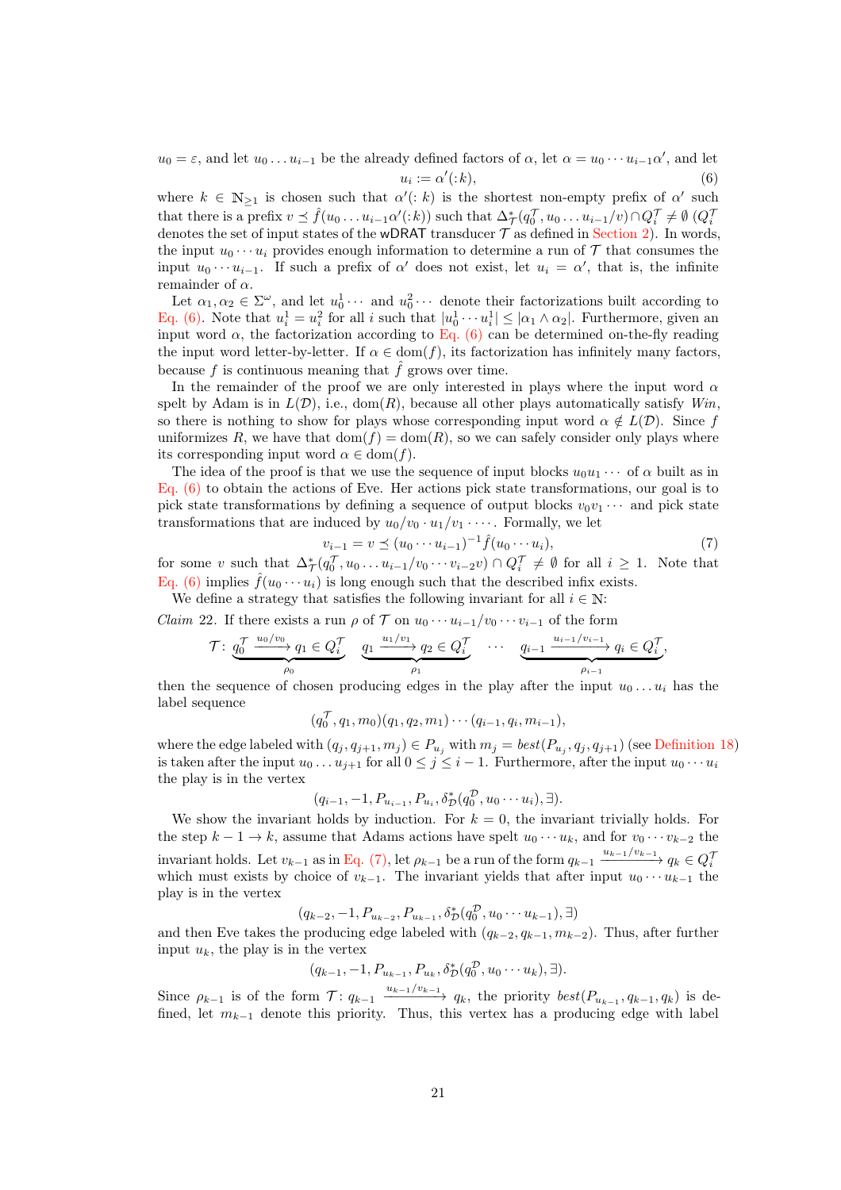$u_0 = \varepsilon$, and let $u_0 \dots u_{i-1}$ be the already defined factors of $\alpha$, let $\alpha = u_0 \cdots u_{i-1}\alpha'$, and let

$$u_i := \alpha'(:k), \tag{6}$$

where $k \in \mathbb{N}_{\geq 1}$ is chosen such that $\alpha'(:k)$ is the shortest non-empty prefix of $\alpha'$ such that there is a prefix $v \preceq \hat{f}(u_0 \dots u_{i-1}\alpha'(:k))$ such that $\Delta^*_{\mathcal{T}}(q_0^{\mathcal{T}}, u_0 \dots u_{i-1}/v) \cap Q_i^{\mathcal{T}} \neq \emptyset$ ($Q_i^{\mathcal{T}}$ denotes the set of input states of the wDRAT transducer $\mathcal{T}$ as defined in Section 2). In words, the input $u_0 \cdots u_i$ provides enough information to determine a run of $\mathcal{T}$ that consumes the input $u_0 \cdots u_{i-1}$. If such a prefix of $\alpha'$ does not exist, let $u_i = \alpha'$, that is, the infinite remainder of $\alpha$.

Let $\alpha_1, \alpha_2 \in \Sigma^\omega$, and let $u_0^1 \cdots$ and $u_0^2 \cdots$ denote their factorizations built according to Eq. (6). Note that $u_i^1 = u_i^2$ for all $i$ such that $|u_0^1 \cdots u_i^1| \leq |\alpha_1 \wedge \alpha_2|$. Furthermore, given an input word $\alpha$, the factorization according to Eq. (6) can be determined on-the-fly reading the input word letter-by-letter. If $\alpha \in \mathrm{dom}(f)$, its factorization has infinitely many factors, because $f$ is continuous meaning that $\hat{f}$ grows over time.

In the remainder of the proof we are only interested in plays where the input word $\alpha$ spelt by Adam is in $L(\mathcal{D})$, i.e., $\mathrm{dom}(R)$, because all other plays automatically satisfy *Win*, so there is nothing to show for plays whose corresponding input word $\alpha \notin L(\mathcal{D})$. Since $f$ uniformizes $R$, we have that $\mathrm{dom}(f) = \mathrm{dom}(R)$, so we can safely consider only plays where its corresponding input word $\alpha \in \mathrm{dom}(f)$.

The idea of the proof is that we use the sequence of input blocks $u_0u_1 \cdots$ of $\alpha$ built as in Eq. (6) to obtain the actions of Eve. Her actions pick state transformations, our goal is to pick state transformations by defining a sequence of output blocks $v_0v_1 \cdots$ and pick state transformations that are induced by $u_0/v_0 \cdot u_1/v_1 \cdots$. Formally, we let

$$v_{i-1} = v \preceq (u_0 \cdots u_{i-1})^{-1}\hat{f}(u_0 \cdots u_i), \tag{7}$$

for some $v$ such that $\Delta^*_{\mathcal{T}}(q_0^{\mathcal{T}}, u_0 \dots u_{i-1}/v_0 \cdots v_{i-2}v) \cap Q_i^{\mathcal{T}} \neq \emptyset$ for all $i \geq 1$. Note that Eq. (6) implies $\hat{f}(u_0 \cdots u_i)$ is long enough such that the described infix exists.

We define a strategy that satisfies the following invariant for all $i \in \mathbb{N}$:

*Claim 22.* If there exists a run $\rho$ of $\mathcal{T}$ on $u_0 \cdots u_{i-1}/v_0 \cdots v_{i-1}$ of the form

$$\mathcal{T}\colon \underbrace{q_0^{\mathcal{T}} \xrightarrow{u_0/v_0} q_1 \in Q_i^{\mathcal{T}}}_{\rho_0} \quad \underbrace{q_1 \xrightarrow{u_1/v_1} q_2 \in Q_i^{\mathcal{T}}}_{\rho_1} \quad \cdots \quad \underbrace{q_{i-1} \xrightarrow{u_{i-1}/v_{i-1}} q_i \in Q_i^{\mathcal{T}}}_{\rho_{i-1}},$$

then the sequence of chosen producing edges in the play after the input $u_0 \dots u_i$ has the label sequence

$$(q_0^{\mathcal{T}}, q_1, m_0)(q_1, q_2, m_1) \cdots (q_{i-1}, q_i, m_{i-1}),$$

where the edge labeled with $(q_j, q_{j+1}, m_j) \in P_{u_j}$ with $m_j = \mathit{best}(P_{u_j}, q_j, q_{j+1})$ (see Definition 18) is taken after the input $u_0 \dots u_{j+1}$ for all $0 \leq j \leq i-1$. Furthermore, after the input $u_0 \cdots u_i$ the play is in the vertex

$$(q_{i-1}, -1, P_{u_{i-1}}, P_{u_i}, \delta^*_{\mathcal{D}}(q_0^{\mathcal{D}}, u_0 \cdots u_i), \exists).$$

We show the invariant holds by induction. For $k = 0$, the invariant trivially holds. For the step $k-1 \to k$, assume that Adams actions have spelt $u_0 \cdots u_k$, and for $v_0 \cdots v_{k-2}$ the invariant holds. Let $v_{k-1}$ as in Eq. (7), let $\rho_{k-1}$ be a run of the form $q_{k-1} \xrightarrow{u_{k-1}/v_{k-1}} q_k \in Q_i^{\mathcal{T}}$ which must exists by choice of $v_{k-1}$. The invariant yields that after input $u_0 \cdots u_{k-1}$ the play is in the vertex

$$(q_{k-2}, -1, P_{u_{k-2}}, P_{u_{k-1}}, \delta^*_{\mathcal{D}}(q_0^{\mathcal{D}}, u_0 \cdots u_{k-1}), \exists)$$

and then Eve takes the producing edge labeled with $(q_{k-2}, q_{k-1}, m_{k-2})$. Thus, after further input $u_k$, the play is in the vertex

$$(q_{k-1}, -1, P_{u_{k-1}}, P_{u_k}, \delta^*_{\mathcal{D}}(q_0^{\mathcal{D}}, u_0 \cdots u_k), \exists).$$

Since $\rho_{k-1}$ is of the form $\mathcal{T}\colon q_{k-1} \xrightarrow{u_{k-1}/v_{k-1}} q_k$, the priority $\mathit{best}(P_{u_{k-1}}, q_{k-1}, q_k)$ is defined, let $m_{k-1}$ denote this priority. Thus, this vertex has a producing edge with label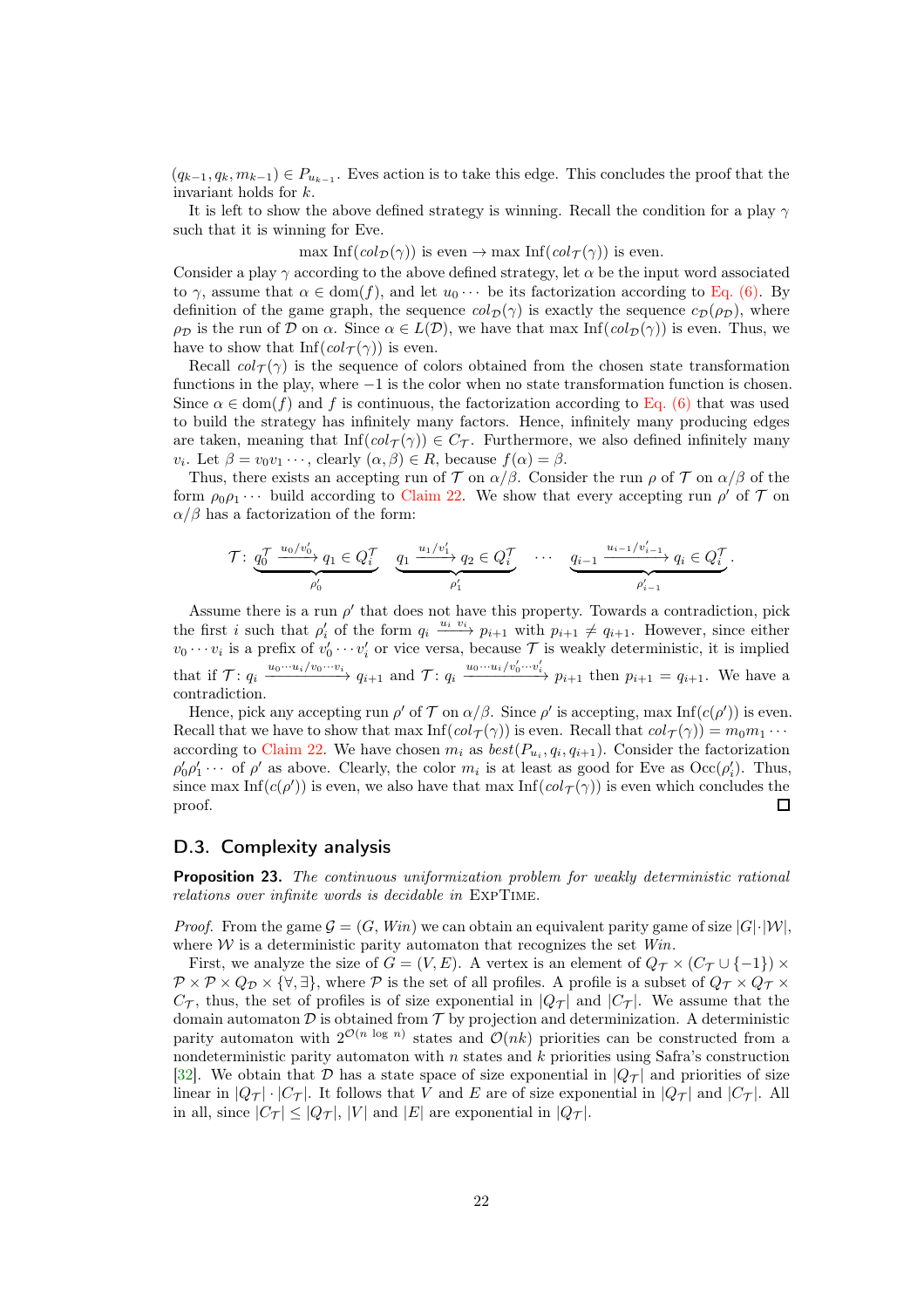$(q_{k-1}, q_k, m_{k-1}) \in P_{u_{k-1}}$. Eves action is to take this edge. This concludes the proof that the invariant holds for $k$.

It is left to show the above defined strategy is winning. Recall the condition for a play $\gamma$ such that it is winning for Eve.

$$\max \text{Inf}(col_{\mathcal{D}}(\gamma)) \text{ is even} \rightarrow \max \text{Inf}(col_{\mathcal{T}}(\gamma)) \text{ is even.}$$

Consider a play $\gamma$ according to the above defined strategy, let $\alpha$ be the input word associated to $\gamma$, assume that $\alpha \in \text{dom}(f)$, and let $u_0 \cdots$ be its factorization according to Eq. (6). By definition of the game graph, the sequence $col_{\mathcal{D}}(\gamma)$ is exactly the sequence $c_{\mathcal{D}}(\rho_{\mathcal{D}})$, where $\rho_{\mathcal{D}}$ is the run of $\mathcal{D}$ on $\alpha$. Since $\alpha \in L(\mathcal{D})$, we have that $\max \text{Inf}(col_{\mathcal{D}}(\gamma))$ is even. Thus, we have to show that $\text{Inf}(col_{\mathcal{T}}(\gamma))$ is even.

Recall $col_{\mathcal{T}}(\gamma)$ is the sequence of colors obtained from the chosen state transformation functions in the play, where $-1$ is the color when no state transformation function is chosen. Since $\alpha \in \text{dom}(f)$ and $f$ is continuous, the factorization according to Eq. (6) that was used to build the strategy has infinitely many factors. Hence, infinitely many producing edges are taken, meaning that $\text{Inf}(col_{\mathcal{T}}(\gamma)) \in C_{\mathcal{T}}$. Furthermore, we also defined infinitely many $v_i$. Let $\beta = v_0 v_1 \cdots$, clearly $(\alpha, \beta) \in R$, because $f(\alpha) = \beta$.

Thus, there exists an accepting run of $\mathcal{T}$ on $\alpha/\beta$. Consider the run $\rho$ of $\mathcal{T}$ on $\alpha/\beta$ of the form $\rho_0\rho_1 \cdots$ build according to Claim 22. We show that every accepting run $\rho'$ of $\mathcal{T}$ on $\alpha/\beta$ has a factorization of the form:

$$\mathcal{T}\colon \underbrace{q_0^{\mathcal{T}} \xrightarrow{u_0/v_0'} q_1 \in Q_i^{\mathcal{T}}}_{\rho_0'} \quad \underbrace{q_1 \xrightarrow{u_1/v_1'} q_2 \in Q_i^{\mathcal{T}}}_{\rho_1'} \quad \cdots \quad \underbrace{q_{i-1} \xrightarrow{u_{i-1}/v_{i-1}'} q_i \in Q_i^{\mathcal{T}}}_{\rho_{i-1}'}.$$

Assume there is a run $\rho'$ that does not have this property. Towards a contradiction, pick the first $i$ such that $\rho_i'$ of the form $q_i \xrightarrow{u_i\ v_i} p_{i+1}$ with $p_{i+1} \neq q_{i+1}$. However, since either $v_0 \cdots v_i$ is a prefix of $v_0' \cdots v_i'$ or vice versa, because $\mathcal{T}$ is weakly deterministic, it is implied that if $\mathcal{T}\colon q_i \xrightarrow{u_0 \cdots u_i/v_0 \cdots v_i} q_{i+1}$ and $\mathcal{T}\colon q_i \xrightarrow{u_0 \cdots u_i/v_0' \cdots v_i'} p_{i+1}$ then $p_{i+1} = q_{i+1}$. We have a contradiction.

Hence, pick any accepting run $\rho'$ of $\mathcal{T}$ on $\alpha/\beta$. Since $\rho'$ is accepting, $\max \text{Inf}(c(\rho'))$ is even. Recall that we have to show that $\max \text{Inf}(col_{\mathcal{T}}(\gamma))$ is even. Recall that $col_{\mathcal{T}}(\gamma) = m_0 m_1 \cdots$ according to Claim 22. We have chosen $m_i$ as $best(P_{u_i}, q_i, q_{i+1})$. Consider the factorization $\rho_0'\rho_1' \cdots$ of $\rho'$ as above. Clearly, the color $m_i$ is at least as good for Eve as $\text{Occ}(\rho_i')$. Thus, since $\max \text{Inf}(c(\rho'))$ is even, we also have that $\max \text{Inf}(col_{\mathcal{T}}(\gamma))$ is even which concludes the proof. ◻

## D.3. Complexity analysis

**Proposition 23.** *The continuous uniformization problem for weakly deterministic rational relations over infinite words is decidable in* ExpTime.

*Proof.* From the game $\mathcal{G} = (G, \mathit{Win})$ we can obtain an equivalent parity game of size $|G| \cdot |\mathcal{W}|$, where $\mathcal{W}$ is a deterministic parity automaton that recognizes the set $\mathit{Win}$.

First, we analyze the size of $G = (V, E)$. A vertex is an element of $Q_{\mathcal{T}} \times (C_{\mathcal{T}} \cup \{-1\}) \times \mathcal{P} \times \mathcal{P} \times Q_{\mathcal{D}} \times \{\forall, \exists\}$, where $\mathcal{P}$ is the set of all profiles. A profile is a subset of $Q_{\mathcal{T}} \times Q_{\mathcal{T}} \times C_{\mathcal{T}}$, thus, the set of profiles is of size exponential in $|Q_{\mathcal{T}}|$ and $|C_{\mathcal{T}}|$. We assume that the domain automaton $\mathcal{D}$ is obtained from $\mathcal{T}$ by projection and determinization. A deterministic parity automaton with $2^{\mathcal{O}(n \log n)}$ states and $\mathcal{O}(nk)$ priorities can be constructed from a nondeterministic parity automaton with $n$ states and $k$ priorities using Safra's construction [32]. We obtain that $\mathcal{D}$ has a state space of size exponential in $|Q_{\mathcal{T}}|$ and priorities of size linear in $|Q_{\mathcal{T}}| \cdot |C_{\mathcal{T}}|$. It follows that $V$ and $E$ are of size exponential in $|Q_{\mathcal{T}}|$ and $|C_{\mathcal{T}}|$. All in all, since $|C_{\mathcal{T}}| \leq |Q_{\mathcal{T}}|$, $|V|$ and $|E|$ are exponential in $|Q_{\mathcal{T}}|$.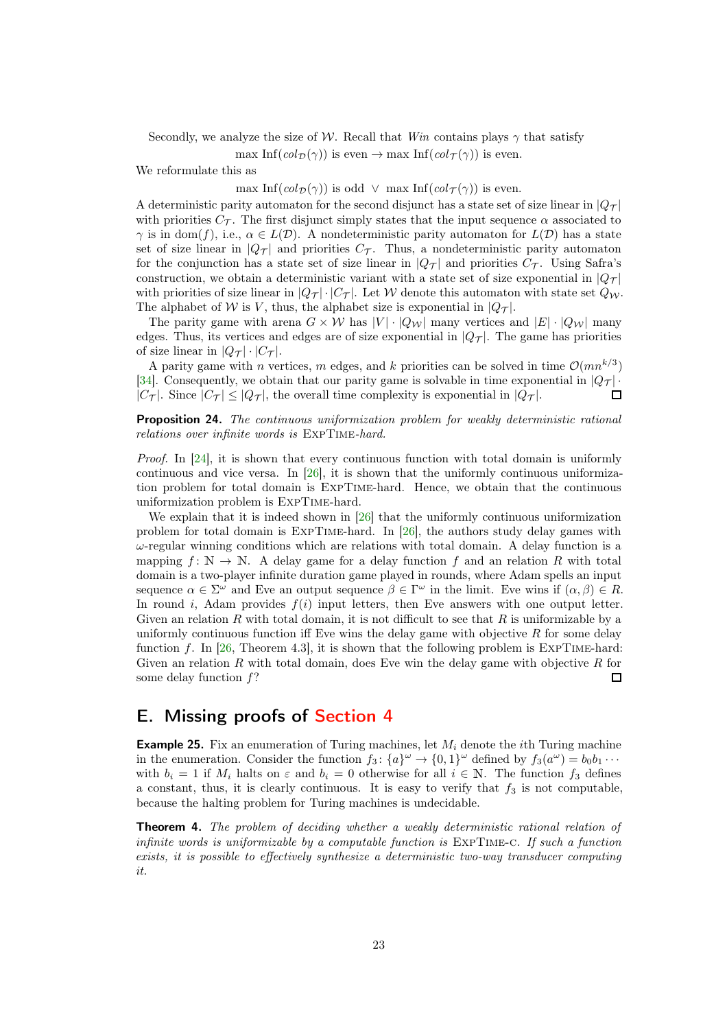Secondly, we analyze the size of $\mathcal{W}$. Recall that *Win* contains plays $\gamma$ that satisfy

$$\max \operatorname{Inf}(col_{\mathcal{D}}(\gamma)) \text{ is even} \rightarrow \max \operatorname{Inf}(col_{\mathcal{T}}(\gamma)) \text{ is even.}$$

We reformulate this as

$$\max \operatorname{Inf}(col_{\mathcal{D}}(\gamma)) \text{ is odd } \vee \max \operatorname{Inf}(col_{\mathcal{T}}(\gamma)) \text{ is even.}$$

A deterministic parity automaton for the second disjunct has a state set of size linear in $|Q_{\mathcal{T}}|$ with priorities $C_{\mathcal{T}}$. The first disjunct simply states that the input sequence $\alpha$ associated to $\gamma$ is in $\operatorname{dom}(f)$, i.e., $\alpha \in L(\mathcal{D})$. A nondeterministic parity automaton for $L(\mathcal{D})$ has a state set of size linear in $|Q_{\mathcal{T}}|$ and priorities $C_{\mathcal{T}}$. Thus, a nondeterministic parity automaton for the conjunction has a state set of size linear in $|Q_{\mathcal{T}}|$ and priorities $C_{\mathcal{T}}$. Using Safra's construction, we obtain a deterministic variant with a state set of size exponential in $|Q_{\mathcal{T}}|$ with priorities of size linear in $|Q_{\mathcal{T}}| \cdot |C_{\mathcal{T}}|$. Let $\mathcal{W}$ denote this automaton with state set $Q_{\mathcal{W}}$. The alphabet of $\mathcal{W}$ is $V$, thus, the alphabet size is exponential in $|Q_{\mathcal{T}}|$.

The parity game with arena $G \times \mathcal{W}$ has $|V| \cdot |Q_{\mathcal{W}}|$ many vertices and $|E| \cdot |Q_{\mathcal{W}}|$ many edges. Thus, its vertices and edges are of size exponential in $|Q_{\mathcal{T}}|$. The game has priorities of size linear in $|Q_{\mathcal{T}}| \cdot |C_{\mathcal{T}}|$.

A parity game with $n$ vertices, $m$ edges, and $k$ priorities can be solved in time $\mathcal{O}(mn^{k/3})$ [34]. Consequently, we obtain that our parity game is solvable in time exponential in $|Q_{\mathcal{T}}| \cdot |C_{\mathcal{T}}|$. Since $|C_{\mathcal{T}}| \leq |Q_{\mathcal{T}}|$, the overall time complexity is exponential in $|Q_{\mathcal{T}}|$. ◻

**Proposition 24.** *The continuous uniformization problem for weakly deterministic rational relations over infinite words is* ExpTime*-hard.*

*Proof.* In [24], it is shown that every continuous function with total domain is uniformly continuous and vice versa. In [26], it is shown that the uniformly continuous uniformization problem for total domain is ExpTime-hard. Hence, we obtain that the continuous uniformization problem is ExpTime-hard.

We explain that it is indeed shown in [26] that the uniformly continuous uniformization problem for total domain is ExpTime-hard. In [26], the authors study delay games with $\omega$-regular winning conditions which are relations with total domain. A delay function is a mapping $f\colon \mathbb{N} \rightarrow \mathbb{N}$. A delay game for a delay function $f$ and an relation $R$ with total domain is a two-player infinite duration game played in rounds, where Adam spells an input sequence $\alpha \in \Sigma^\omega$ and Eve an output sequence $\beta \in \Gamma^\omega$ in the limit. Eve wins if $(\alpha, \beta) \in R$. In round $i$, Adam provides $f(i)$ input letters, then Eve answers with one output letter. Given an relation $R$ with total domain, it is not difficult to see that $R$ is uniformizable by a uniformly continuous function iff Eve wins the delay game with objective $R$ for some delay function $f$. In [26, Theorem 4.3], it is shown that the following problem is ExpTime-hard: Given an relation $R$ with total domain, does Eve win the delay game with objective $R$ for some delay function $f$? ◻

## E. Missing proofs of Section 4

**Example 25.** Fix an enumeration of Turing machines, let $M_i$ denote the $i$th Turing machine in the enumeration. Consider the function $f_3\colon \{a\}^\omega \rightarrow \{0,1\}^\omega$ defined by $f_3(a^\omega) = b_0 b_1 \cdots$ with $b_i = 1$ if $M_i$ halts on $\varepsilon$ and $b_i = 0$ otherwise for all $i \in \mathbb{N}$. The function $f_3$ defines a constant, thus, it is clearly continuous. It is easy to verify that $f_3$ is not computable, because the halting problem for Turing machines is undecidable.

**Theorem 4.** *The problem of deciding whether a weakly deterministic rational relation of infinite words is uniformizable by a computable function is* ExpTime-c*. If such a function exists, it is possible to effectively synthesize a deterministic two-way transducer computing it.*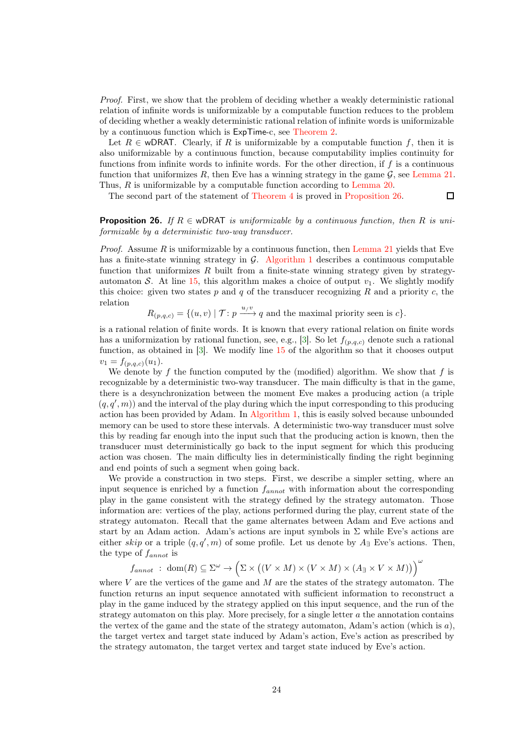*Proof.* First, we show that the problem of deciding whether a weakly deterministic rational relation of infinite words is uniformizable by a computable function reduces to the problem of deciding whether a weakly deterministic rational relation of infinite words is uniformizable by a continuous function which is ExpTime-c, see Theorem 2.

Let $R \in$ wDRAT. Clearly, if $R$ is uniformizable by a computable function $f$, then it is also uniformizable by a continuous function, because computability implies continuity for functions from infinite words to infinite words. For the other direction, if $f$ is a continuous function that uniformizes $R$, then Eve has a winning strategy in the game $\mathcal{G}$, see Lemma 21. Thus, $R$ is uniformizable by a computable function according to Lemma 20.

The second part of the statement of Theorem 4 is proved in Proposition 26. ◻

**Proposition 26.** *If $R \in$ wDRAT is uniformizable by a continuous function, then $R$ is uniformizable by a deterministic two-way transducer.*

*Proof.* Assume $R$ is uniformizable by a continuous function, then Lemma 21 yields that Eve has a finite-state winning strategy in $\mathcal{G}$. Algorithm 1 describes a continuous computable function that uniformizes $R$ built from a finite-state winning strategy given by strategy-automaton $\mathcal{S}$. At line 15, this algorithm makes a choice of output $v_1$. We slightly modify this choice: given two states $p$ and $q$ of the transducer recognizing $R$ and a priority $c$, the relation

$$R_{(p,q,c)} = \{(u,v) \mid \mathcal{T} \colon p \xrightarrow{u/v} q \text{ and the maximal priority seen is } c\}.$$

is a rational relation of finite words. It is known that every rational relation on finite words has a uniformization by rational function, see, e.g., [3]. So let $f_{(p,q,c)}$ denote such a rational function, as obtained in [3]. We modify line 15 of the algorithm so that it chooses output $v_1 = f_{(p,q,c)}(u_1)$.

We denote by $f$ the function computed by the (modified) algorithm. We show that $f$ is recognizable by a deterministic two-way transducer. The main difficulty is that in the game, there is a desynchronization between the moment Eve makes a producing action (a triple $(q, q', m)$) and the interval of the play during which the input corresponding to this producing action has been provided by Adam. In Algorithm 1, this is easily solved because unbounded memory can be used to store these intervals. A deterministic two-way transducer must solve this by reading far enough into the input such that the producing action is known, then the transducer must deterministically go back to the input segment for which this producing action was chosen. The main difficulty lies in deterministically finding the right beginning and end points of such a segment when going back.

We provide a construction in two steps. First, we describe a simpler setting, where an input sequence is enriched by a function $f_{annot}$ with information about the corresponding play in the game consistent with the strategy defined by the strategy automaton. Those information are: vertices of the play, actions performed during the play, current state of the strategy automaton. Recall that the game alternates between Adam and Eve actions and start by an Adam action. Adam's actions are input symbols in $\Sigma$ while Eve's actions are either *skip* or a triple $(q, q', m)$ of some profile. Let us denote by $A_\exists$ Eve's actions. Then, the type of $f_{annot}$ is

$$f_{annot} \;:\; \mathrm{dom}(R) \subseteq \Sigma^\omega \to \Big(\Sigma \times \big((V \times M) \times (V \times M) \times (A_\exists \times V \times M)\big)\Big)^\omega$$

where $V$ are the vertices of the game and $M$ are the states of the strategy automaton. The function returns an input sequence annotated with sufficient information to reconstruct a play in the game induced by the strategy applied on this input sequence, and the run of the strategy automaton on this play. More precisely, for a single letter $a$ the annotation contains the vertex of the game and the state of the strategy automaton, Adam's action (which is $a$), the target vertex and target state induced by Adam's action, Eve's action as prescribed by the strategy automaton, the target vertex and target state induced by Eve's action.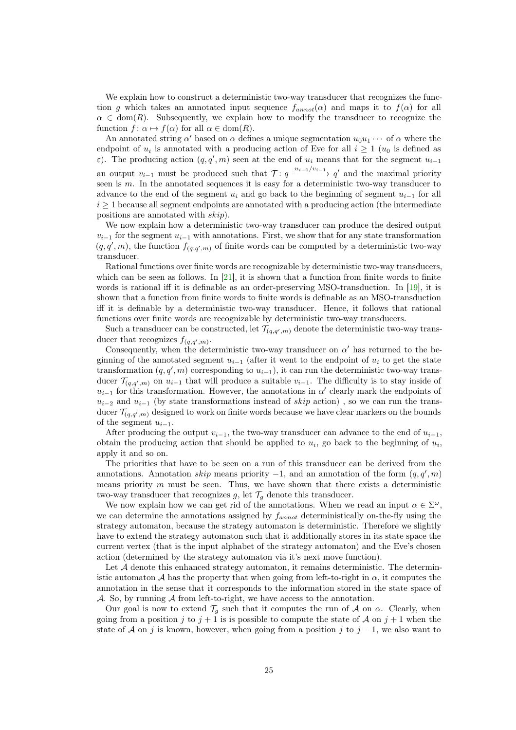We explain how to construct a deterministic two-way transducer that recognizes the function $g$ which takes an annotated input sequence $f_{annot}(\alpha)$ and maps it to $f(\alpha)$ for all $\alpha \in \mathrm{dom}(R)$. Subsequently, we explain how to modify the transducer to recognize the function $f\colon \alpha \mapsto f(\alpha)$ for all $\alpha \in \mathrm{dom}(R)$.

An annotated string $\alpha'$ based on $\alpha$ defines a unique segmentation $u_0u_1\cdots$ of $\alpha$ where the endpoint of $u_i$ is annotated with a producing action of Eve for all $i \geq 1$ ($u_0$ is defined as $\varepsilon$). The producing action $(q, q', m)$ seen at the end of $u_i$ means that for the segment $u_{i-1}$ an output $v_{i-1}$ must be produced such that $\mathcal{T}\colon q \xrightarrow{u_{i-1}/v_{i-1}} q'$ and the maximal priority seen is $m$. In the annotated sequences it is easy for a deterministic two-way transducer to advance to the end of the segment $u_i$ and go back to the beginning of segment $u_{i-1}$ for all $i \geq 1$ because all segment endpoints are annotated with a producing action (the intermediate positions are annotated with *skip*).

We now explain how a deterministic two-way transducer can produce the desired output $v_{i-1}$ for the segment $u_{i-1}$ with annotations. First, we show that for any state transformation $(q, q', m)$, the function $f_{(q,q',m)}$ of finite words can be computed by a deterministic two-way transducer.

Rational functions over finite words are recognizable by deterministic two-way transducers, which can be seen as follows. In [21], it is shown that a function from finite words to finite words is rational iff it is definable as an order-preserving MSO-transduction. In [19], it is shown that a function from finite words to finite words is definable as an MSO-transduction iff it is definable by a deterministic two-way transducer. Hence, it follows that rational functions over finite words are recognizable by deterministic two-way transducers.

Such a transducer can be constructed, let $\mathcal{T}_{(q,q',m)}$ denote the deterministic two-way transducer that recognizes $f_{(q,q',m)}$.

Consequently, when the deterministic two-way transducer on $\alpha'$ has returned to the beginning of the annotated segment $u_{i-1}$ (after it went to the endpoint of $u_i$ to get the state transformation $(q, q', m)$ corresponding to $u_{i-1}$), it can run the deterministic two-way transducer $\mathcal{T}_{(q,q',m)}$ on $u_{i-1}$ that will produce a suitable $v_{i-1}$. The difficulty is to stay inside of $u_{i-1}$ for this transformation. However, the annotations in $\alpha'$ clearly mark the endpoints of $u_{i-2}$ and $u_{i-1}$ (by state transformations instead of *skip* action) , so we can run the transducer $\mathcal{T}_{(q,q',m)}$ designed to work on finite words because we have clear markers on the bounds of the segment $u_{i-1}$.

After producing the output $v_{i-1}$, the two-way transducer can advance to the end of $u_{i+1}$, obtain the producing action that should be applied to $u_i$, go back to the beginning of $u_i$, apply it and so on.

The priorities that have to be seen on a run of this transducer can be derived from the annotations. Annotation *skip* means priority $-1$, and an annotation of the form $(q, q', m)$ means priority $m$ must be seen. Thus, we have shown that there exists a deterministic two-way transducer that recognizes $g$, let $\mathcal{T}_g$ denote this transducer.

We now explain how we can get rid of the annotations. When we read an input $\alpha \in \Sigma^\omega$, we can determine the annotations assigned by $f_{annot}$ deterministically on-the-fly using the strategy automaton, because the strategy automaton is deterministic. Therefore we slightly have to extend the strategy automaton such that it additionally stores in its state space the current vertex (that is the input alphabet of the strategy automaton) and the Eve's chosen action (determined by the strategy automaton via it's next move function).

Let $\mathcal{A}$ denote this enhanced strategy automaton, it remains deterministic. The deterministic automaton $\mathcal{A}$ has the property that when going from left-to-right in $\alpha$, it computes the annotation in the sense that it corresponds to the information stored in the state space of $\mathcal{A}$. So, by running $\mathcal{A}$ from left-to-right, we have access to the annotation.

Our goal is now to extend $\mathcal{T}_g$ such that it computes the run of $\mathcal{A}$ on $\alpha$. Clearly, when going from a position $j$ to $j+1$ is is possible to compute the state of $\mathcal{A}$ on $j+1$ when the state of $\mathcal{A}$ on $j$ is known, however, when going from a position $j$ to $j-1$, we also want to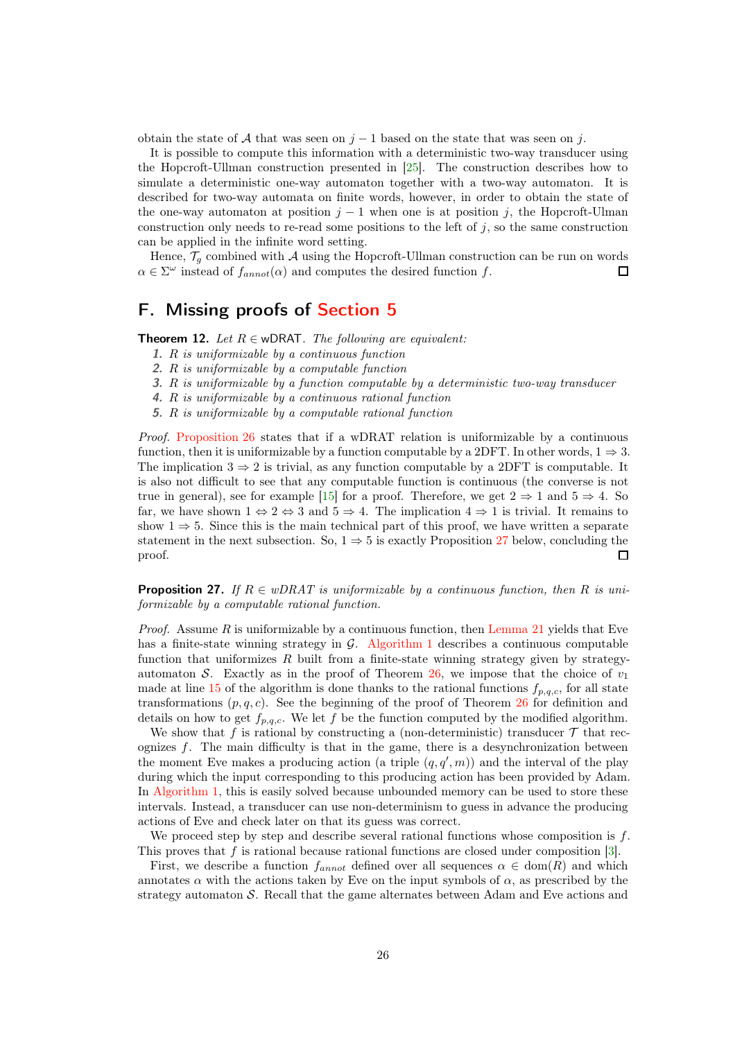obtain the state of $\mathcal{A}$ that was seen on $j-1$ based on the state that was seen on $j$.

It is possible to compute this information with a deterministic two-way transducer using the Hopcroft-Ullman construction presented in [25]. The construction describes how to simulate a deterministic one-way automaton together with a two-way automaton. It is described for two-way automata on finite words, however, in order to obtain the state of the one-way automaton at position $j-1$ when one is at position $j$, the Hopcroft-Ulman construction only needs to re-read some positions to the left of $j$, so the same construction can be applied in the infinite word setting.

Hence, $\mathcal{T}_g$ combined with $\mathcal{A}$ using the Hopcroft-Ullman construction can be run on words $\alpha \in \Sigma^\omega$ instead of $f_{annot}(\alpha)$ and computes the desired function $f$. ◻

## F. Missing proofs of Section 5

**Theorem 12.** *Let $R \in$ wDRAT. The following are equivalent:*

1. *$R$ is uniformizable by a continuous function*
2. *$R$ is uniformizable by a computable function*
3. *$R$ is uniformizable by a function computable by a deterministic two-way transducer*
4. *$R$ is uniformizable by a continuous rational function*
5. *$R$ is uniformizable by a computable rational function*

*Proof.* Proposition 26 states that if a wDRAT relation is uniformizable by a continuous function, then it is uniformizable by a function computable by a 2DFT. In other words, $1 \Rightarrow 3$. The implication $3 \Rightarrow 2$ is trivial, as any function computable by a 2DFT is computable. It is also not difficult to see that any computable function is continuous (the converse is not true in general), see for example [15] for a proof. Therefore, we get $2 \Rightarrow 1$ and $5 \Rightarrow 4$. So far, we have shown $1 \Leftrightarrow 2 \Leftrightarrow 3$ and $5 \Rightarrow 4$. The implication $4 \Rightarrow 1$ is trivial. It remains to show $1 \Rightarrow 5$. Since this is the main technical part of this proof, we have written a separate statement in the next subsection. So, $1 \Rightarrow 5$ is exactly Proposition 27 below, concluding the proof. ◻

**Proposition 27.** *If $R \in wDRAT$ is uniformizable by a continuous function, then $R$ is uniformizable by a computable rational function.*

*Proof.* Assume $R$ is uniformizable by a continuous function, then Lemma 21 yields that Eve has a finite-state winning strategy in $\mathcal{G}$. Algorithm 1 describes a continuous computable function that uniformizes $R$ built from a finite-state winning strategy given by strategy-automaton $\mathcal{S}$. Exactly as in the proof of Theorem 26, we impose that the choice of $v_1$ made at line 15 of the algorithm is done thanks to the rational functions $f_{p,q,c}$, for all state transformations $(p,q,c)$. See the beginning of the proof of Theorem 26 for definition and details on how to get $f_{p,q,c}$. We let $f$ be the function computed by the modified algorithm.

We show that $f$ is rational by constructing a (non-deterministic) transducer $\mathcal{T}$ that recognizes $f$. The main difficulty is that in the game, there is a desynchronization between the moment Eve makes a producing action (a triple $(q,q',m)$) and the interval of the play during which the input corresponding to this producing action has been provided by Adam. In Algorithm 1, this is easily solved because unbounded memory can be used to store these intervals. Instead, a transducer can use non-determinism to guess in advance the producing actions of Eve and check later on that its guess was correct.

We proceed step by step and describe several rational functions whose composition is $f$. This proves that $f$ is rational because rational functions are closed under composition [3].

First, we describe a function $f_{annot}$ defined over all sequences $\alpha \in \mathrm{dom}(R)$ and which annotates $\alpha$ with the actions taken by Eve on the input symbols of $\alpha$, as prescribed by the strategy automaton $\mathcal{S}$. Recall that the game alternates between Adam and Eve actions and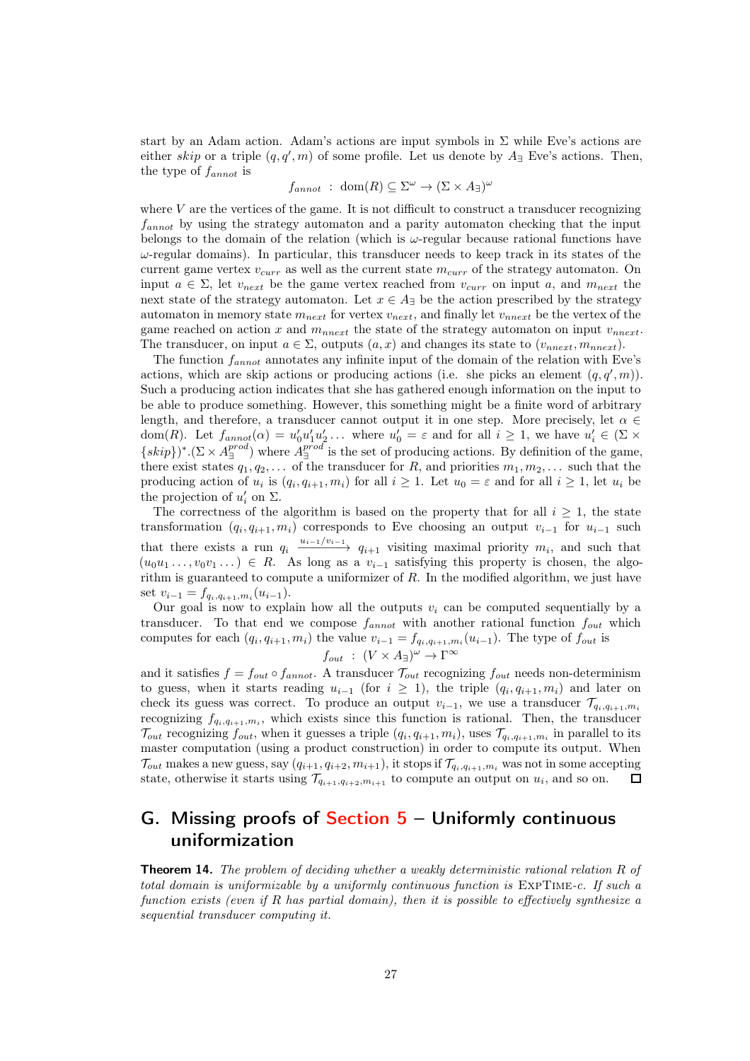start by an Adam action. Adam's actions are input symbols in $\Sigma$ while Eve's actions are either *skip* or a triple $(q, q', m)$ of some profile. Let us denote by $A_\exists$ Eve's actions. Then, the type of $f_{annot}$ is

$$f_{annot} \;:\; \mathrm{dom}(R) \subseteq \Sigma^\omega \to (\Sigma \times A_\exists)^\omega$$

where $V$ are the vertices of the game. It is not difficult to construct a transducer recognizing $f_{annot}$ by using the strategy automaton and a parity automaton checking that the input belongs to the domain of the relation (which is $\omega$-regular because rational functions have $\omega$-regular domains). In particular, this transducer needs to keep track in its states of the current game vertex $v_{curr}$ as well as the current state $m_{curr}$ of the strategy automaton. On input $a \in \Sigma$, let $v_{next}$ be the game vertex reached from $v_{curr}$ on input $a$, and $m_{next}$ the next state of the strategy automaton. Let $x \in A_\exists$ be the action prescribed by the strategy automaton in memory state $m_{next}$ for vertex $v_{next}$, and finally let $v_{nnext}$ be the vertex of the game reached on action $x$ and $m_{nnext}$ the state of the strategy automaton on input $v_{nnext}$. The transducer, on input $a \in \Sigma$, outputs $(a, x)$ and changes its state to $(v_{nnext}, m_{nnext})$.

The function $f_{annot}$ annotates any infinite input of the domain of the relation with Eve's actions, which are skip actions or producing actions (i.e. she picks an element $(q, q', m)$). Such a producing action indicates that she has gathered enough information on the input to be able to produce something. However, this something might be a finite word of arbitrary length, and therefore, a transducer cannot output it in one step. More precisely, let $\alpha \in \mathrm{dom}(R)$. Let $f_{annot}(\alpha) = u'_0 u'_1 u'_2 \dots$ where $u'_0 = \varepsilon$ and for all $i \geq 1$, we have $u'_i \in (\Sigma \times \{skip\})^*.(\Sigma \times A_\exists^{prod})$ where $A_\exists^{prod}$ is the set of producing actions. By definition of the game, there exist states $q_1, q_2, \dots$ of the transducer for $R$, and priorities $m_1, m_2, \dots$ such that the producing action of $u_i$ is $(q_i, q_{i+1}, m_i)$ for all $i \geq 1$. Let $u_0 = \varepsilon$ and for all $i \geq 1$, let $u_i$ be the projection of $u'_i$ on $\Sigma$.

The correctness of the algorithm is based on the property that for all $i \geq 1$, the state transformation $(q_i, q_{i+1}, m_i)$ corresponds to Eve choosing an output $v_{i-1}$ for $u_{i-1}$ such that there exists a run $q_i \xrightarrow{u_{i-1}/v_{i-1}} q_{i+1}$ visiting maximal priority $m_i$, and such that $(u_0 u_1 \dots, v_0 v_1 \dots) \in R$. As long as a $v_{i-1}$ satisfying this property is chosen, the algorithm is guaranteed to compute a uniformizer of $R$. In the modified algorithm, we just have set $v_{i-1} = f_{q_i, q_{i+1}, m_i}(u_{i-1})$.

Our goal is now to explain how all the outputs $v_i$ can be computed sequentially by a transducer. To that end we compose $f_{annot}$ with another rational function $f_{out}$ which computes for each $(q_i, q_{i+1}, m_i)$ the value $v_{i-1} = f_{q_i, q_{i+1}, m_i}(u_{i-1})$. The type of $f_{out}$ is

$$f_{out} \;:\; (V \times A_\exists)^\omega \to \Gamma^\infty$$

and it satisfies $f = f_{out} \circ f_{annot}$. A transducer $\mathcal{T}_{out}$ recognizing $f_{out}$ needs non-determinism to guess, when it starts reading $u_{i-1}$ (for $i \geq 1$), the triple $(q_i, q_{i+1}, m_i)$ and later on check its guess was correct. To produce an output $v_{i-1}$, we use a transducer $\mathcal{T}_{q_i, q_{i+1}, m_i}$ recognizing $f_{q_i, q_{i+1}, m_i}$, which exists since this function is rational. Then, the transducer $\mathcal{T}_{out}$ recognizing $f_{out}$, when it guesses a triple $(q_i, q_{i+1}, m_i)$, uses $\mathcal{T}_{q_i, q_{i+1}, m_i}$ in parallel to its master computation (using a product construction) in order to compute its output. When $\mathcal{T}_{out}$ makes a new guess, say $(q_{i+1}, q_{i+2}, m_{i+1})$, it stops if $\mathcal{T}_{q_i, q_{i+1}, m_i}$ was not in some accepting state, otherwise it starts using $\mathcal{T}_{q_{i+1}, q_{i+2}, m_{i+1}}$ to compute an output on $u_i$, and so on. ◻

# G. Missing proofs of Section 5 – Uniformly continuous uniformization

**Theorem 14.** *The problem of deciding whether a weakly deterministic rational relation $R$ of total domain is uniformizable by a uniformly continuous function is* ExpTime*-c. If such a function exists (even if $R$ has partial domain), then it is possible to effectively synthesize a sequential transducer computing it.*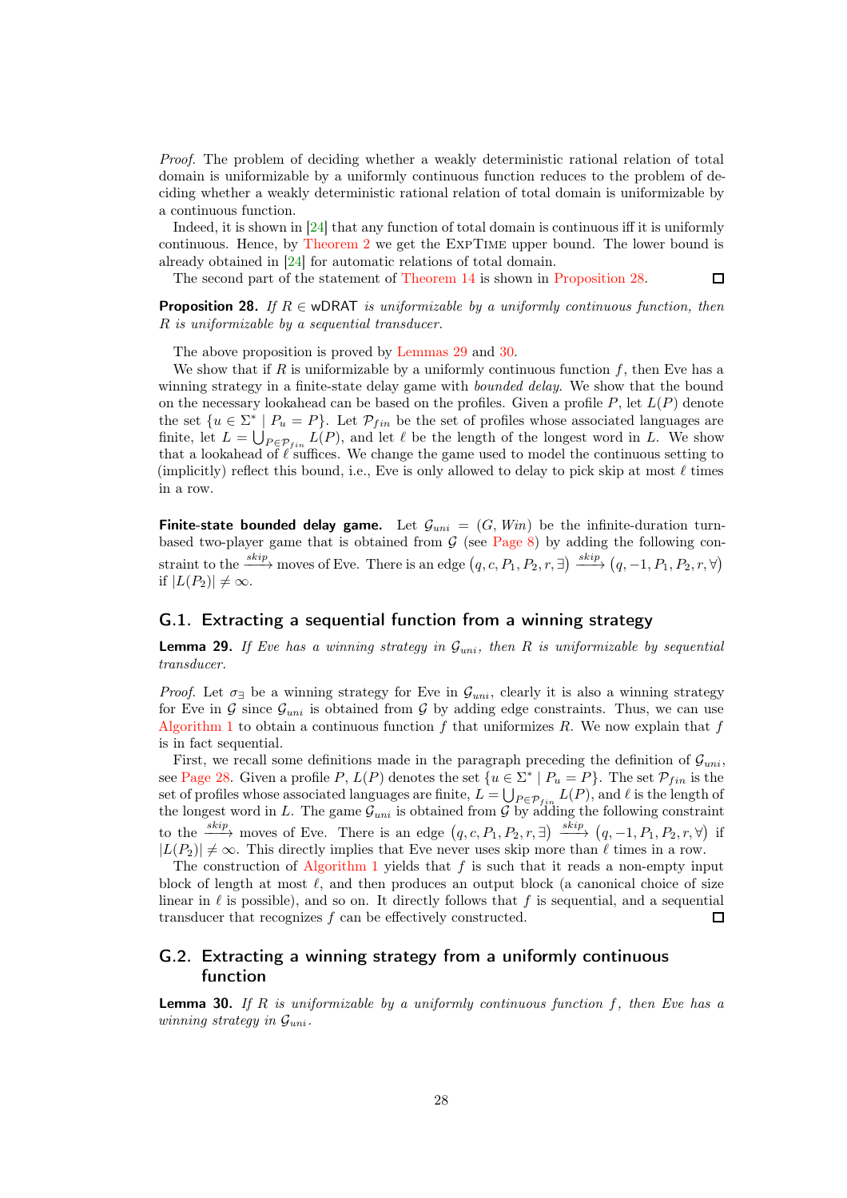*Proof.* The problem of deciding whether a weakly deterministic rational relation of total domain is uniformizable by a uniformly continuous function reduces to the problem of deciding whether a weakly deterministic rational relation of total domain is uniformizable by a continuous function.

Indeed, it is shown in [24] that any function of total domain is continuous iff it is uniformly continuous. Hence, by Theorem 2 we get the ExpTime upper bound. The lower bound is already obtained in [24] for automatic relations of total domain.

The second part of the statement of Theorem 14 is shown in Proposition 28. ◻

**Proposition 28.** *If $R \in$ wDRAT is uniformizable by a uniformly continuous function, then $R$ is uniformizable by a sequential transducer.*

The above proposition is proved by Lemmas 29 and 30.

We show that if $R$ is uniformizable by a uniformly continuous function $f$, then Eve has a winning strategy in a finite-state game with *bounded delay*. We show that the bound on the necessary lookahead can be based on the profiles. Given a profile $P$, let $L(P)$ denote the set $\{u \in \Sigma^* \mid P_u = P\}$. Let $\mathcal{P}_{fin}$ be the set of profiles whose associated languages are finite, let $L = \bigcup_{P \in \mathcal{P}_{fin}} L(P)$, and let $\ell$ be the length of the longest word in $L$. We show that a lookahead of $\ell$ suffices. We change the game used to model the continuous setting to (implicitly) reflect this bound, i.e., Eve is only allowed to delay to pick skip at most $\ell$ times in a row.

**Finite-state bounded delay game.** Let $\mathcal{G}_{uni} = (G, Win)$ be the infinite-duration turn-based two-player game that is obtained from $\mathcal{G}$ (see Page 8) by adding the following constraint to the $\xrightarrow{skip}$ moves of Eve. There is an edge $(q, c, P_1, P_2, r, \exists) \xrightarrow{skip} (q, -1, P_1, P_2, r, \forall)$ if $|L(P_2)| \neq \infty$.

## G.1. Extracting a sequential function from a winning strategy

**Lemma 29.** *If Eve has a winning strategy in $\mathcal{G}_{uni}$, then $R$ is uniformizable by sequential transducer.*

*Proof.* Let $\sigma_\exists$ be a winning strategy for Eve in $\mathcal{G}_{uni}$, clearly it is also a winning strategy for Eve in $\mathcal{G}$ since $\mathcal{G}_{uni}$ is obtained from $\mathcal{G}$ by adding edge constraints. Thus, we can use Algorithm 1 to obtain a continuous function $f$ that uniformizes $R$. We now explain that $f$ is in fact sequential.

First, we recall some definitions made in the paragraph preceding the definition of $\mathcal{G}_{uni}$, see Page 28. Given a profile $P$, $L(P)$ denotes the set $\{u \in \Sigma^* \mid P_u = P\}$. The set $\mathcal{P}_{fin}$ is the set of profiles whose associated languages are finite, $L = \bigcup_{P \in \mathcal{P}_{fin}} L(P)$, and $\ell$ is the length of the longest word in $L$. The game $\mathcal{G}_{uni}$ is obtained from $\mathcal{G}$ by adding the following constraint to the $\xrightarrow{skip}$ moves of Eve. There is an edge $(q, c, P_1, P_2, r, \exists) \xrightarrow{skip} (q, -1, P_1, P_2, r, \forall)$ if $|L(P_2)| \neq \infty$. This directly implies that Eve never uses skip more than $\ell$ times in a row.

The construction of Algorithm 1 yields that $f$ is such that it reads a non-empty input block of length at most $\ell$, and then produces an output block (a canonical choice of size linear in $\ell$ is possible), and so on. It directly follows that $f$ is sequential, and a sequential transducer that recognizes $f$ can be effectively constructed. ◻

## G.2. Extracting a winning strategy from a uniformly continuous function

**Lemma 30.** *If $R$ is uniformizable by a uniformly continuous function $f$, then Eve has a winning strategy in $\mathcal{G}_{uni}$.*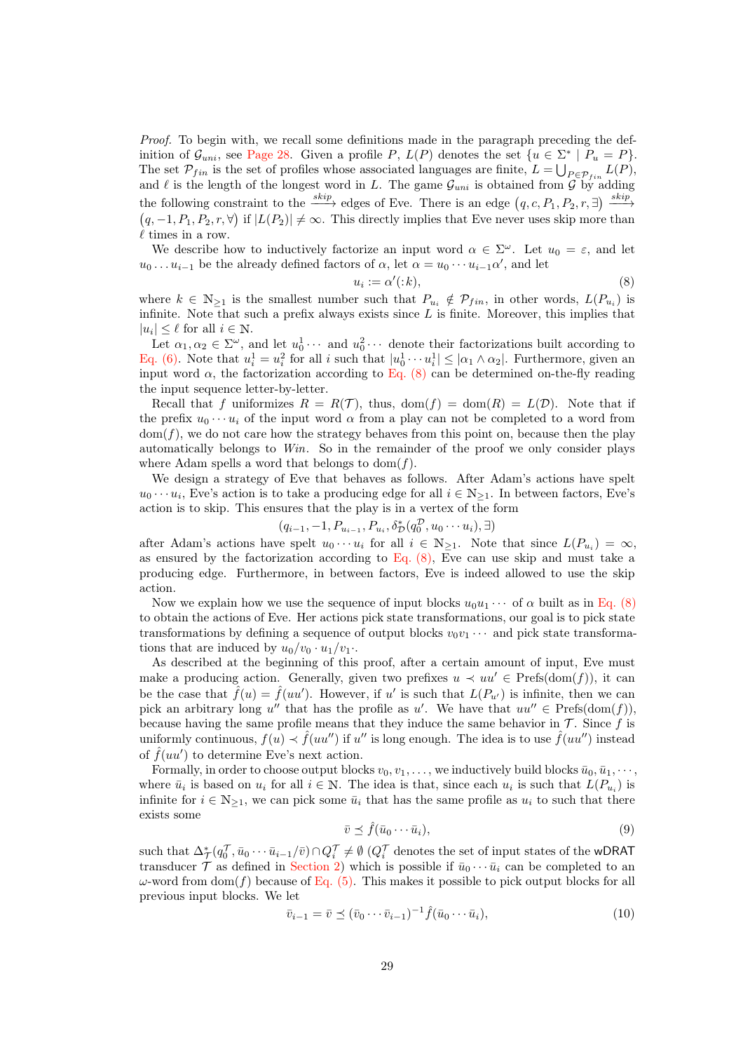*Proof.* To begin with, we recall some definitions made in the paragraph preceding the definition of $\mathcal{G}_{uni}$, see Page 28. Given a profile $P$, $L(P)$ denotes the set $\{u \in \Sigma^* \mid P_u = P\}$. The set $\mathcal{P}_{fin}$ is the set of profiles whose associated languages are finite, $L = \bigcup_{P \in \mathcal{P}_{fin}} L(P)$, and $\ell$ is the length of the longest word in $L$. The game $\mathcal{G}_{uni}$ is obtained from $\mathcal{G}$ by adding the following constraint to the $\xrightarrow{skip}$ edges of Eve. There is an edge $(q, c, P_1, P_2, r, \exists) \xrightarrow{skip} (q, -1, P_1, P_2, r, \forall)$ if $|L(P_2)| \neq \infty$. This directly implies that Eve never uses skip more than $\ell$ times in a row.

We describe how to inductively factorize an input word $\alpha \in \Sigma^\omega$. Let $u_0 = \varepsilon$, and let $u_0 \dots u_{i-1}$ be the already defined factors of $\alpha$, let $\alpha = u_0 \cdots u_{i-1}\alpha'$, and let

$$u_i := \alpha'(:k), \tag{8}$$

where $k \in \mathbb{N}_{\geq 1}$ is the smallest number such that $P_{u_i} \notin \mathcal{P}_{fin}$, in other words, $L(P_{u_i})$ is infinite. Note that such a prefix always exists since $L$ is finite. Moreover, this implies that $|u_i| \leq \ell$ for all $i \in \mathbb{N}$.

Let $\alpha_1, \alpha_2 \in \Sigma^\omega$, and let $u_0^1 \cdots$ and $u_0^2 \cdots$ denote their factorizations built according to Eq. (6). Note that $u_i^1 = u_i^2$ for all $i$ such that $|u_0^1 \cdots u_i^1| \leq |\alpha_1 \wedge \alpha_2|$. Furthermore, given an input word $\alpha$, the factorization according to Eq. (8) can be determined on-the-fly reading the input sequence letter-by-letter.

Recall that $f$ uniformizes $R = R(\mathcal{T})$, thus, $\mathrm{dom}(f) = \mathrm{dom}(R) = L(\mathcal{D})$. Note that if the prefix $u_0 \cdots u_i$ of the input word $\alpha$ from a play can not be completed to a word from $\mathrm{dom}(f)$, we do not care how the strategy behaves from this point on, because then the play automatically belongs to *Win*. So in the remainder of the proof we only consider plays where Adam spells a word that belongs to $\mathrm{dom}(f)$.

We design a strategy of Eve that behaves as follows. After Adam's actions have spelt $u_0 \cdots u_i$, Eve's action is to take a producing edge for all $i \in \mathbb{N}_{\geq 1}$. In between factors, Eve's action is to skip. This ensures that the play is in a vertex of the form

$$(q_{i-1}, -1, P_{u_{i-1}}, P_{u_i}, \delta^*_{\mathcal{D}}(q_0^{\mathcal{D}}, u_0 \cdots u_i), \exists)$$

after Adam's actions have spelt $u_0 \cdots u_i$ for all $i \in \mathbb{N}_{\geq 1}$. Note that since $L(P_{u_i}) = \infty$, as ensured by the factorization according to Eq. (8), Eve can use skip and must take a producing edge. Furthermore, in between factors, Eve is indeed allowed to use the skip action.

Now we explain how we use the sequence of input blocks $u_0 u_1 \cdots$ of $\alpha$ built as in Eq. (8) to obtain the actions of Eve. Her actions pick state transformations, our goal is to pick state transformations by defining a sequence of output blocks $v_0 v_1 \cdots$ and pick state transformations that are induced by $u_0/v_0 \cdot u_1/v_1 \cdot$.

As described at the beginning of this proof, after a certain amount of input, Eve must make a producing action. Generally, given two prefixes $u \prec uu' \in \mathrm{Prefs}(\mathrm{dom}(f))$, it can be the case that $\hat{f}(u) = \hat{f}(uu')$. However, if $u'$ is such that $L(P_{u'})$ is infinite, then we can pick an arbitrary long $u''$ that has the profile as $u'$. We have that $uu'' \in \mathrm{Prefs}(\mathrm{dom}(f))$, because having the same profile means that they induce the same behavior in $\mathcal{T}$. Since $f$ is uniformly continuous, $f(u) \prec \hat{f}(uu'')$ if $u''$ is long enough. The idea is to use $\hat{f}(uu'')$ instead of $\hat{f}(uu')$ to determine Eve's next action.

Formally, in order to choose output blocks $v_0, v_1, \dots$, we inductively build blocks $\bar{u}_0, \bar{u}_1, \cdots$, where $\bar{u}_i$ is based on $u_i$ for all $i \in \mathbb{N}$. The idea is that, since each $u_i$ is such that $L(P_{u_i})$ is infinite for $i \in \mathbb{N}_{\geq 1}$, we can pick some $\bar{u}_i$ that has the same profile as $u_i$ to such that there exists some

$$\bar{v} \preceq \hat{f}(\bar{u}_0 \cdots \bar{u}_i), \tag{9}$$

such that $\Delta^*_{\mathcal{T}}(q_0^{\mathcal{T}}, \bar{u}_0 \cdots \bar{u}_{i-1}/\bar{v}) \cap Q_i^{\mathcal{T}} \neq \emptyset$ ($Q_i^{\mathcal{T}}$ denotes the set of input states of the wDRAT transducer $\mathcal{T}$ as defined in Section 2) which is possible if $\bar{u}_0 \cdots \bar{u}_i$ can be completed to an $\omega$-word from $\mathrm{dom}(f)$ because of Eq. (5). This makes it possible to pick output blocks for all previous input blocks. We let

$$\bar{v}_{i-1} = \bar{v} \preceq (\bar{v}_0 \cdots \bar{v}_{i-1})^{-1} \hat{f}(\bar{u}_0 \cdots \bar{u}_i), \tag{10}$$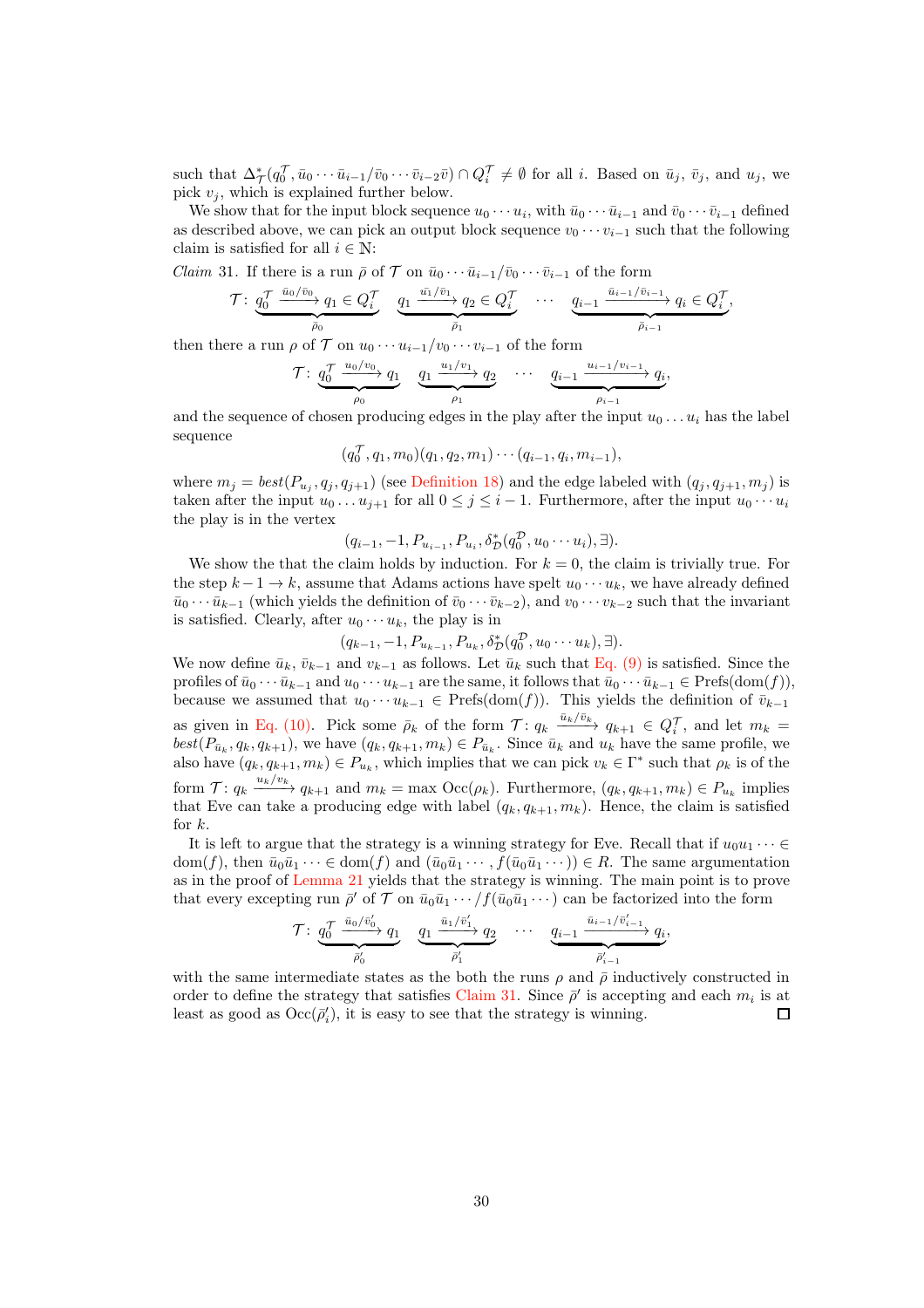such that $\Delta^*_{\mathcal{T}}(q_0^{\mathcal{T}}, \bar{u}_0 \cdots \bar{u}_{i-1}/\bar{v}_0 \cdots \bar{v}_{i-2}\bar{v}) \cap Q_i^{\mathcal{T}} \neq \emptyset$ for all $i$. Based on $\bar{u}_j$, $\bar{v}_j$, and $u_j$, we pick $v_j$, which is explained further below.

We show that for the input block sequence $u_0 \cdots u_i$, with $\bar{u}_0 \cdots \bar{u}_{i-1}$ and $\bar{v}_0 \cdots \bar{v}_{i-1}$ defined as described above, we can pick an output block sequence $v_0 \cdots v_{i-1}$ such that the following claim is satisfied for all $i \in \mathbb{N}$:

*Claim* 31. If there is a run $\bar{\rho}$ of $\mathcal{T}$ on $\bar{u}_0 \cdots \bar{u}_{i-1}/\bar{v}_0 \cdots \bar{v}_{i-1}$ of the form

$$\mathcal{T}\colon \underbrace{q_0^{\mathcal{T}} \xrightarrow{\bar{u}_0/\bar{v}_0} q_1 \in Q_i^{\mathcal{T}}}_{\bar{\rho}_0} \quad \underbrace{q_1 \xrightarrow{\bar{u}_1/\bar{v}_1} q_2 \in Q_i^{\mathcal{T}}}_{\bar{\rho}_1} \quad \cdots \quad \underbrace{q_{i-1} \xrightarrow{\bar{u}_{i-1}/\bar{v}_{i-1}} q_i \in Q_i^{\mathcal{T}}}_{\bar{\rho}_{i-1}},$$

then there a run $\rho$ of $\mathcal{T}$ on $u_0 \cdots u_{i-1}/v_0 \cdots v_{i-1}$ of the form

$$\mathcal{T}\colon \underbrace{q_0^{\mathcal{T}} \xrightarrow{u_0/v_0} q_1}_{\rho_0} \quad \underbrace{q_1 \xrightarrow{u_1/v_1} q_2}_{\rho_1} \quad \cdots \quad \underbrace{q_{i-1} \xrightarrow{u_{i-1}/v_{i-1}} q_i}_{\rho_{i-1}},$$

and the sequence of chosen producing edges in the play after the input $u_0 \ldots u_i$ has the label sequence

$$(q_0^{\mathcal{T}}, q_1, m_0)(q_1, q_2, m_1) \cdots (q_{i-1}, q_i, m_{i-1}),$$

where $m_j = \mathit{best}(P_{u_j}, q_j, q_{j+1})$ (see Definition 18) and the edge labeled with $(q_j, q_{j+1}, m_j)$ is taken after the input $u_0 \ldots u_{j+1}$ for all $0 \leq j \leq i-1$. Furthermore, after the input $u_0 \cdots u_i$ the play is in the vertex

$$(q_{i-1}, -1, P_{u_{i-1}}, P_{u_i}, \delta^*_{\mathcal{D}}(q_0^{\mathcal{D}}, u_0 \cdots u_i), \exists).$$

We show the that the claim holds by induction. For $k = 0$, the claim is trivially true. For the step $k-1 \to k$, assume that Adams actions have spelt $u_0 \cdots u_k$, we have already defined $\bar{u}_0 \cdots \bar{u}_{k-1}$ (which yields the definition of $\bar{v}_0 \cdots \bar{v}_{k-2}$), and $v_0 \cdots v_{k-2}$ such that the invariant is satisfied. Clearly, after $u_0 \cdots u_k$, the play is in

$$(q_{k-1}, -1, P_{u_{k-1}}, P_{u_k}, \delta^*_{\mathcal{D}}(q_0^{\mathcal{D}}, u_0 \cdots u_k), \exists).$$

We now define $\bar{u}_k$, $\bar{v}_{k-1}$ and $v_{k-1}$ as follows. Let $\bar{u}_k$ such that Eq. (9) is satisfied. Since the profiles of $\bar{u}_0 \cdots \bar{u}_{k-1}$ and $u_0 \cdots u_{k-1}$ are the same, it follows that $\bar{u}_0 \cdots \bar{u}_{k-1} \in \mathrm{Prefs}(\mathrm{dom}(f))$, because we assumed that $u_0 \cdots u_{k-1} \in \mathrm{Prefs}(\mathrm{dom}(f))$. This yields the definition of $\bar{v}_{k-1}$ as given in Eq. (10). Pick some $\bar{\rho}_k$ of the form $\mathcal{T}\colon q_k \xrightarrow{\bar{u}_k/\bar{v}_k} q_{k+1} \in Q_i^{\mathcal{T}}$, and let $m_k = \mathit{best}(P_{\bar{u}_k}, q_k, q_{k+1})$, we have $(q_k, q_{k+1}, m_k) \in P_{\bar{u}_k}$. Since $\bar{u}_k$ and $u_k$ have the same profile, we also have $(q_k, q_{k+1}, m_k) \in P_{u_k}$, which implies that we can pick $v_k \in \Gamma^*$ such that $\rho_k$ is of the form $\mathcal{T}\colon q_k \xrightarrow{u_k/v_k} q_{k+1}$ and $m_k = \max \mathrm{Occ}(\rho_k)$. Furthermore, $(q_k, q_{k+1}, m_k) \in P_{u_k}$ implies that Eve can take a producing edge with label $(q_k, q_{k+1}, m_k)$. Hence, the claim is satisfied for $k$.

It is left to argue that the strategy is a winning strategy for Eve. Recall that if $u_0 u_1 \cdots \in \mathrm{dom}(f)$, then $\bar{u}_0 \bar{u}_1 \cdots \in \mathrm{dom}(f)$ and $(\bar{u}_0 \bar{u}_1 \cdots, f(\bar{u}_0 \bar{u}_1 \cdots)) \in R$. The same argumentation as in the proof of Lemma 21 yields that the strategy is winning. The main point is to prove that every excepting run $\bar{\rho}'$ of $\mathcal{T}$ on $\bar{u}_0 \bar{u}_1 \cdots / f(\bar{u}_0 \bar{u}_1 \cdots)$ can be factorized into the form

$$\mathcal{T}\colon \underbrace{q_0^{\mathcal{T}} \xrightarrow{\bar{u}_0/\bar{v}'_0} q_1}_{\bar{\rho}'_0} \quad \underbrace{q_1 \xrightarrow{\bar{u}_1/\bar{v}'_1} q_2}_{\bar{\rho}'_1} \quad \cdots \quad \underbrace{q_{i-1} \xrightarrow{\bar{u}_{i-1}/\bar{v}'_{i-1}} q_i}_{\bar{\rho}'_{i-1}},$$

with the same intermediate states as the both the runs $\rho$ and $\bar{\rho}$ inductively constructed in order to define the strategy that satisfies Claim 31. Since $\bar{\rho}'$ is accepting and each $m_i$ is at least as good as $\mathrm{Occ}(\bar{\rho}'_i)$, it is easy to see that the strategy is winning. ◻